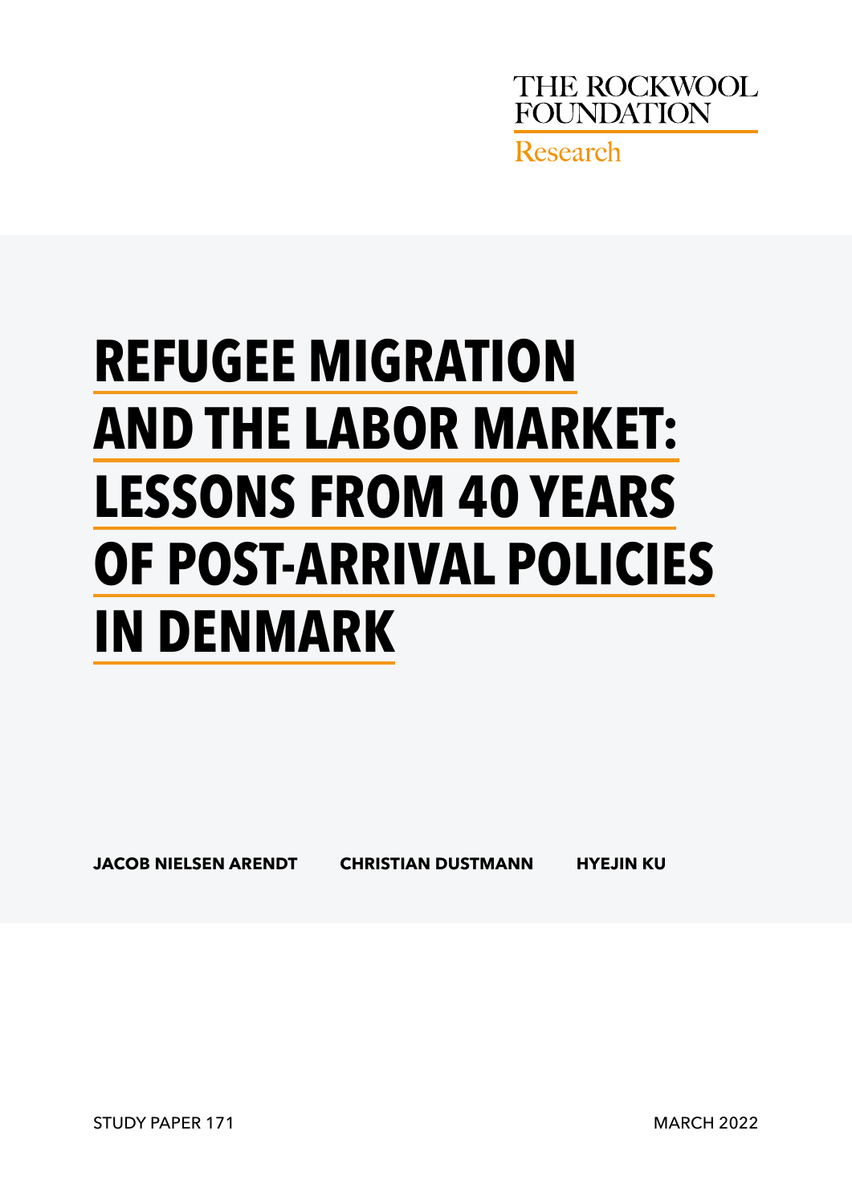THE ROCKWOOL FOUNDATION

Research

# REFUGEE MIGRATION AND THE LABOR MARKET: LESSONS FROM 40 YEARS OF POST-ARRIVAL POLICIES IN DENMARK

**JACOB NIELSEN ARENDT** **CHRISTIAN DUSTMANN** **HYEJIN KU**

STUDY PAPER 171

MARCH 2022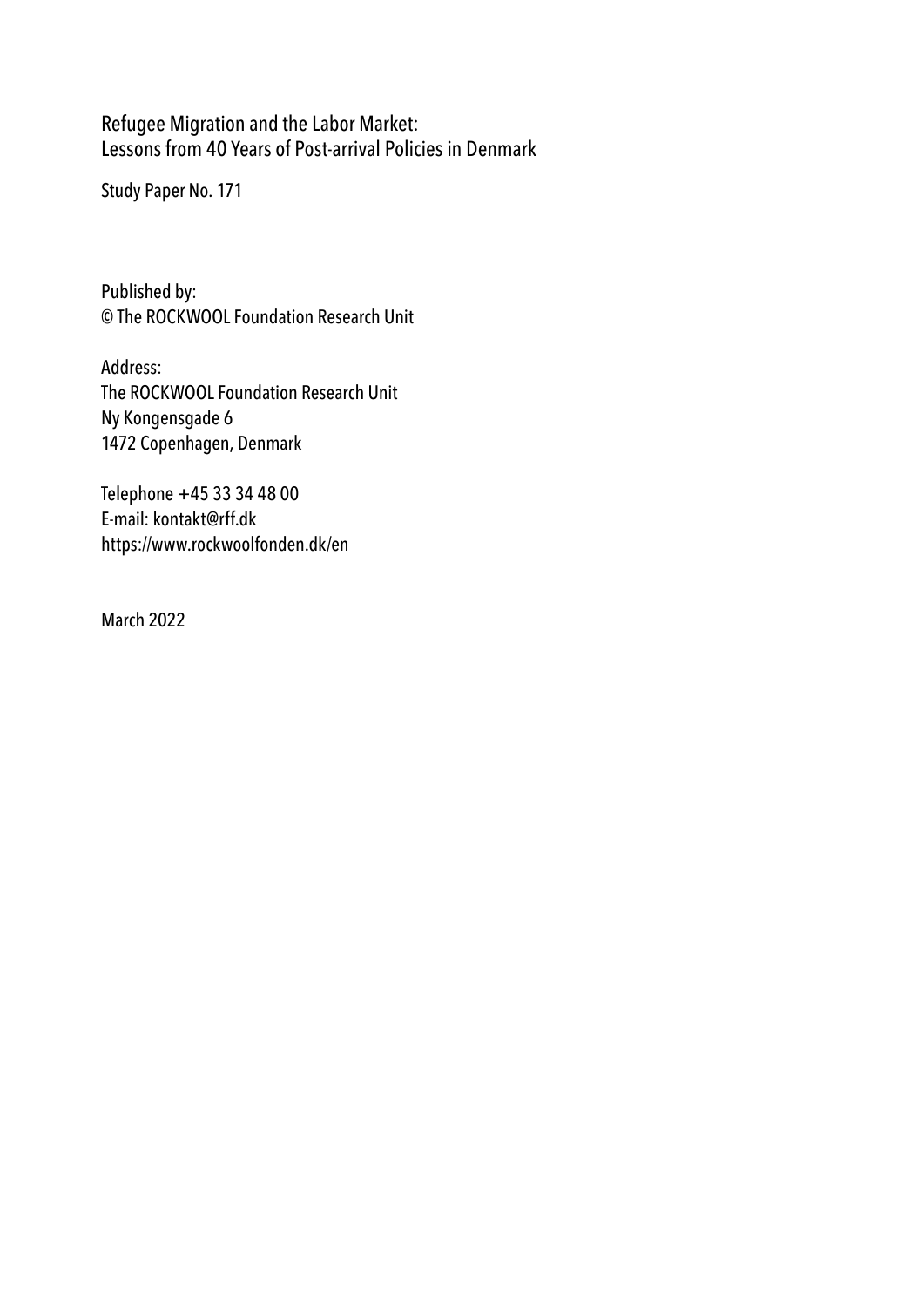Refugee Migration and the Labor Market:
Lessons from 40 Years of Post-arrival Policies in Denmark

Study Paper No. 171

Published by:
© The ROCKWOOL Foundation Research Unit

Address:
The ROCKWOOL Foundation Research Unit
Ny Kongensgade 6
1472 Copenhagen, Denmark

Telephone +45 33 34 48 00
E-mail: kontakt@rff.dk
https://www.rockwoolfonden.dk/en

March 2022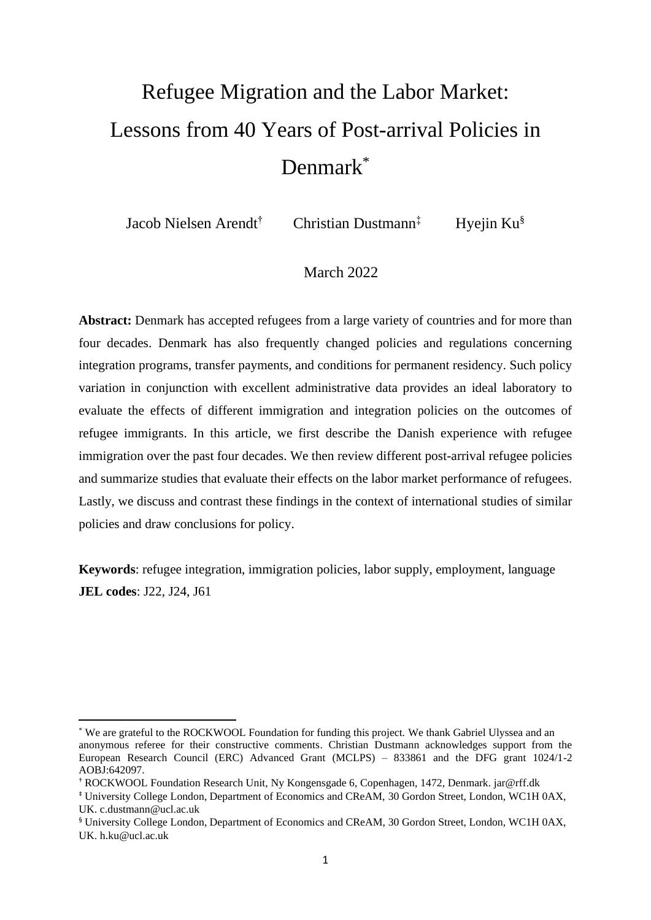# Refugee Migration and the Labor Market: Lessons from 40 Years of Post-arrival Policies in Denmark*

Jacob Nielsen Arendt† Christian Dustmann‡ Hyejin Ku§

March 2022

**Abstract:** Denmark has accepted refugees from a large variety of countries and for more than four decades. Denmark has also frequently changed policies and regulations concerning integration programs, transfer payments, and conditions for permanent residency. Such policy variation in conjunction with excellent administrative data provides an ideal laboratory to evaluate the effects of different immigration and integration policies on the outcomes of refugee immigrants. In this article, we first describe the Danish experience with refugee immigration over the past four decades. We then review different post-arrival refugee policies and summarize studies that evaluate their effects on the labor market performance of refugees. Lastly, we discuss and contrast these findings in the context of international studies of similar policies and draw conclusions for policy.

**Keywords**: refugee integration, immigration policies, labor supply, employment, language
**JEL codes**: J22, J24, J61

---

* We are grateful to the ROCKWOOL Foundation for funding this project. We thank Gabriel Ulyssea and an anonymous referee for their constructive comments. Christian Dustmann acknowledges support from the European Research Council (ERC) Advanced Grant (MCLPS) – 833861 and the DFG grant 1024/1-2 AOBJ:642097.

† ROCKWOOL Foundation Research Unit, Ny Kongensgade 6, Copenhagen, 1472, Denmark. jar@rff.dk

‡ University College London, Department of Economics and CReAM, 30 Gordon Street, London, WC1H 0AX, UK. c.dustmann@ucl.ac.uk

§ University College London, Department of Economics and CReAM, 30 Gordon Street, London, WC1H 0AX, UK. h.ku@ucl.ac.uk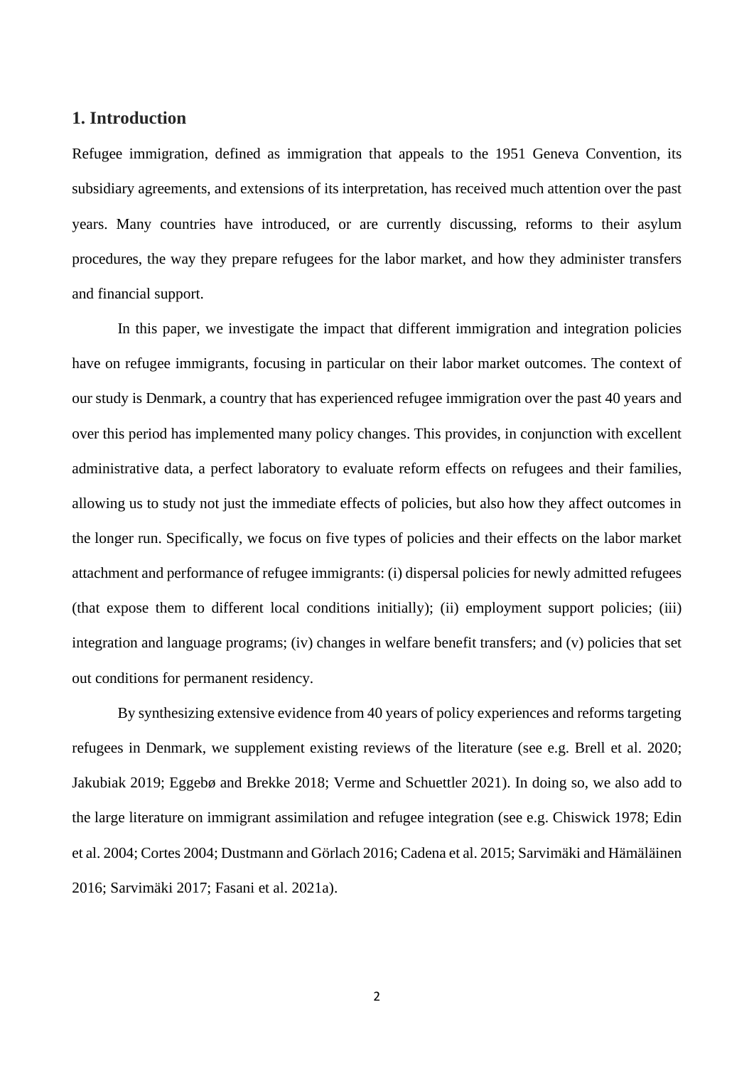## 1. Introduction

Refugee immigration, defined as immigration that appeals to the 1951 Geneva Convention, its subsidiary agreements, and extensions of its interpretation, has received much attention over the past years. Many countries have introduced, or are currently discussing, reforms to their asylum procedures, the way they prepare refugees for the labor market, and how they administer transfers and financial support.

In this paper, we investigate the impact that different immigration and integration policies have on refugee immigrants, focusing in particular on their labor market outcomes. The context of our study is Denmark, a country that has experienced refugee immigration over the past 40 years and over this period has implemented many policy changes. This provides, in conjunction with excellent administrative data, a perfect laboratory to evaluate reform effects on refugees and their families, allowing us to study not just the immediate effects of policies, but also how they affect outcomes in the longer run. Specifically, we focus on five types of policies and their effects on the labor market attachment and performance of refugee immigrants: (i) dispersal policies for newly admitted refugees (that expose them to different local conditions initially); (ii) employment support policies; (iii) integration and language programs; (iv) changes in welfare benefit transfers; and (v) policies that set out conditions for permanent residency.

By synthesizing extensive evidence from 40 years of policy experiences and reforms targeting refugees in Denmark, we supplement existing reviews of the literature (see e.g. Brell et al. 2020; Jakubiak 2019; Eggebø and Brekke 2018; Verme and Schuettler 2021). In doing so, we also add to the large literature on immigrant assimilation and refugee integration (see e.g. Chiswick 1978; Edin et al. 2004; Cortes 2004; Dustmann and Görlach 2016; Cadena et al. 2015; Sarvimäki and Hämäläinen 2016; Sarvimäki 2017; Fasani et al. 2021a).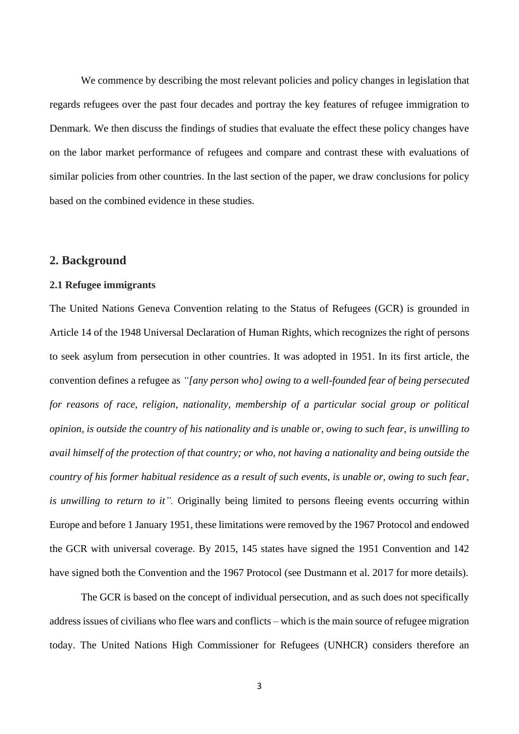We commence by describing the most relevant policies and policy changes in legislation that regards refugees over the past four decades and portray the key features of refugee immigration to Denmark. We then discuss the findings of studies that evaluate the effect these policy changes have on the labor market performance of refugees and compare and contrast these with evaluations of similar policies from other countries. In the last section of the paper, we draw conclusions for policy based on the combined evidence in these studies.

## 2. Background

### 2.1 Refugee immigrants

The United Nations Geneva Convention relating to the Status of Refugees (GCR) is grounded in Article 14 of the 1948 Universal Declaration of Human Rights, which recognizes the right of persons to seek asylum from persecution in other countries. It was adopted in 1951. In its first article, the convention defines a refugee as *"[any person who] owing to a well-founded fear of being persecuted for reasons of race, religion, nationality, membership of a particular social group or political opinion, is outside the country of his nationality and is unable or, owing to such fear, is unwilling to avail himself of the protection of that country; or who, not having a nationality and being outside the country of his former habitual residence as a result of such events, is unable or, owing to such fear, is unwilling to return to it".* Originally being limited to persons fleeing events occurring within Europe and before 1 January 1951, these limitations were removed by the 1967 Protocol and endowed the GCR with universal coverage. By 2015, 145 states have signed the 1951 Convention and 142 have signed both the Convention and the 1967 Protocol (see Dustmann et al. 2017 for more details).

The GCR is based on the concept of individual persecution, and as such does not specifically address issues of civilians who flee wars and conflicts – which is the main source of refugee migration today. The United Nations High Commissioner for Refugees (UNHCR) considers therefore an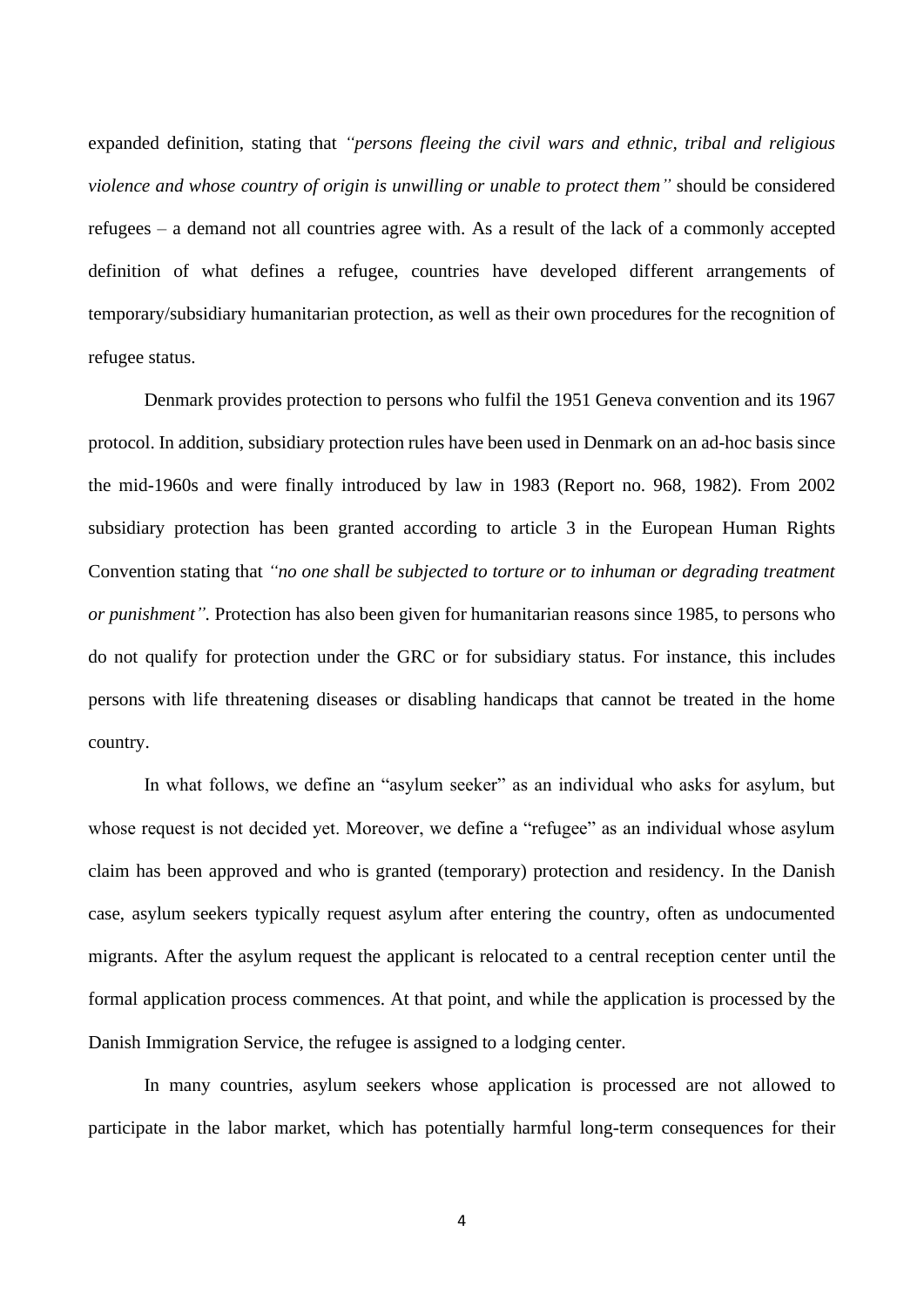expanded definition, stating that *"persons fleeing the civil wars and ethnic, tribal and religious violence and whose country of origin is unwilling or unable to protect them"* should be considered refugees – a demand not all countries agree with. As a result of the lack of a commonly accepted definition of what defines a refugee, countries have developed different arrangements of temporary/subsidiary humanitarian protection, as well as their own procedures for the recognition of refugee status.

Denmark provides protection to persons who fulfil the 1951 Geneva convention and its 1967 protocol. In addition, subsidiary protection rules have been used in Denmark on an ad-hoc basis since the mid-1960s and were finally introduced by law in 1983 (Report no. 968, 1982). From 2002 subsidiary protection has been granted according to article 3 in the European Human Rights Convention stating that *"no one shall be subjected to torture or to inhuman or degrading treatment or punishment"*. Protection has also been given for humanitarian reasons since 1985, to persons who do not qualify for protection under the GRC or for subsidiary status. For instance, this includes persons with life threatening diseases or disabling handicaps that cannot be treated in the home country.

In what follows, we define an "asylum seeker" as an individual who asks for asylum, but whose request is not decided yet. Moreover, we define a "refugee" as an individual whose asylum claim has been approved and who is granted (temporary) protection and residency. In the Danish case, asylum seekers typically request asylum after entering the country, often as undocumented migrants. After the asylum request the applicant is relocated to a central reception center until the formal application process commences. At that point, and while the application is processed by the Danish Immigration Service, the refugee is assigned to a lodging center.

In many countries, asylum seekers whose application is processed are not allowed to participate in the labor market, which has potentially harmful long-term consequences for their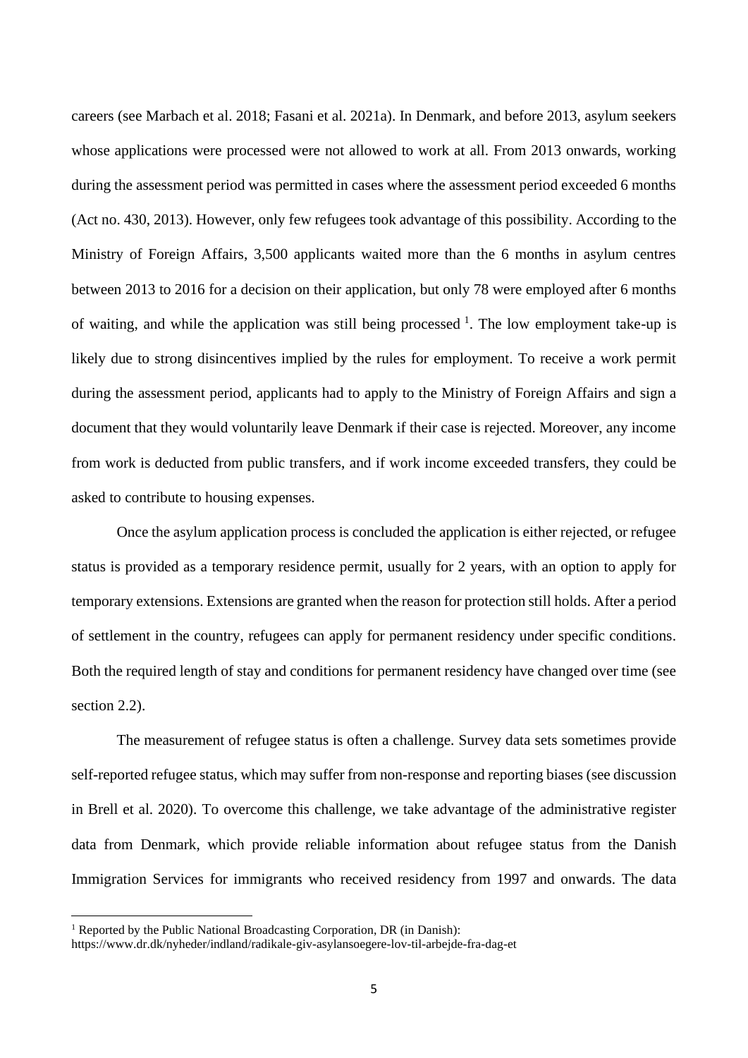careers (see Marbach et al. 2018; Fasani et al. 2021a). In Denmark, and before 2013, asylum seekers whose applications were processed were not allowed to work at all. From 2013 onwards, working during the assessment period was permitted in cases where the assessment period exceeded 6 months (Act no. 430, 2013). However, only few refugees took advantage of this possibility. According to the Ministry of Foreign Affairs, 3,500 applicants waited more than the 6 months in asylum centres between 2013 to 2016 for a decision on their application, but only 78 were employed after 6 months of waiting, and while the application was still being processed [1]. The low employment take-up is likely due to strong disincentives implied by the rules for employment. To receive a work permit during the assessment period, applicants had to apply to the Ministry of Foreign Affairs and sign a document that they would voluntarily leave Denmark if their case is rejected. Moreover, any income from work is deducted from public transfers, and if work income exceeded transfers, they could be asked to contribute to housing expenses.

Once the asylum application process is concluded the application is either rejected, or refugee status is provided as a temporary residence permit, usually for 2 years, with an option to apply for temporary extensions. Extensions are granted when the reason for protection still holds. After a period of settlement in the country, refugees can apply for permanent residency under specific conditions. Both the required length of stay and conditions for permanent residency have changed over time (see section 2.2).

The measurement of refugee status is often a challenge. Survey data sets sometimes provide self-reported refugee status, which may suffer from non-response and reporting biases (see discussion in Brell et al. 2020). To overcome this challenge, we take advantage of the administrative register data from Denmark, which provide reliable information about refugee status from the Danish Immigration Services for immigrants who received residency from 1997 and onwards. The data

[1] Reported by the Public National Broadcasting Corporation, DR (in Danish): https://www.dr.dk/nyheder/indland/radikale-giv-asylansoegere-lov-til-arbejde-fra-dag-et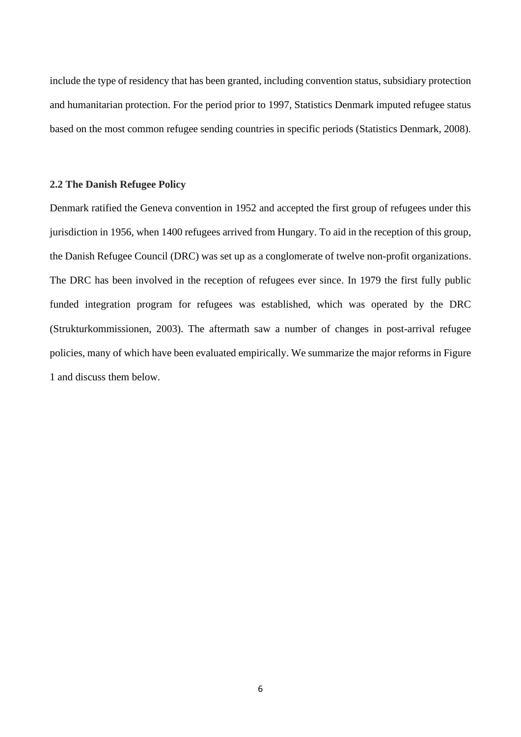include the type of residency that has been granted, including convention status, subsidiary protection and humanitarian protection. For the period prior to 1997, Statistics Denmark imputed refugee status based on the most common refugee sending countries in specific periods (Statistics Denmark, 2008).

### 2.2 The Danish Refugee Policy

Denmark ratified the Geneva convention in 1952 and accepted the first group of refugees under this jurisdiction in 1956, when 1400 refugees arrived from Hungary. To aid in the reception of this group, the Danish Refugee Council (DRC) was set up as a conglomerate of twelve non-profit organizations. The DRC has been involved in the reception of refugees ever since. In 1979 the first fully public funded integration program for refugees was established, which was operated by the DRC (Strukturkommissionen, 2003). The aftermath saw a number of changes in post-arrival refugee policies, many of which have been evaluated empirically. We summarize the major reforms in Figure 1 and discuss them below.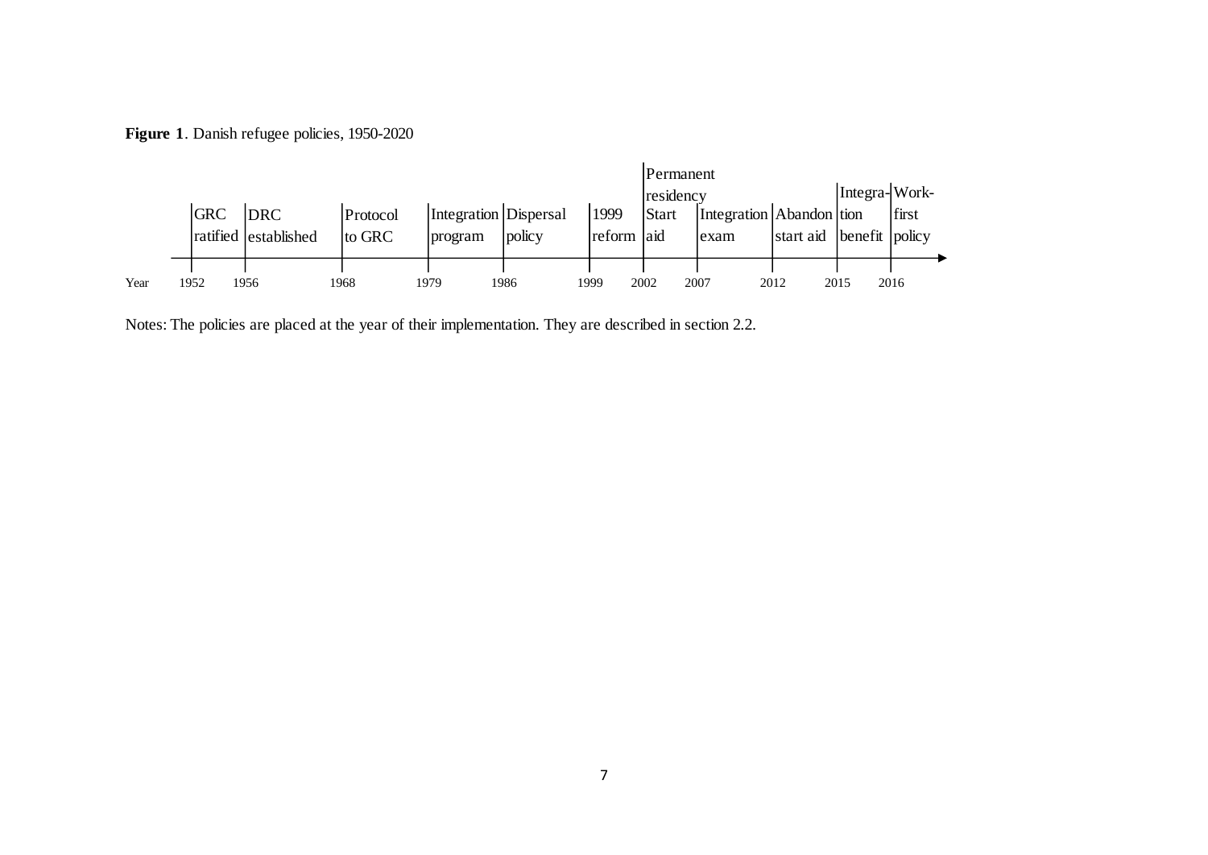**Figure 1**. Danish refugee policies, 1950-2020

| Year | 1952 | 1956 | 1968 | 1979 | 1986 | 1999 | 2002 | 2007 | 2012 | 2015 | 2016 |
|---|---|---|---|---|---|---|---|---|---|---|---|
| Policy | GRC ratified | DRC established | Protocol to GRC | Integration program | Dispersal policy | 1999 reform | Permanent residency Start aid | Integration exam | Abandon start aid | Integration benefit | Work-first policy |

Notes: The policies are placed at the year of their implementation. They are described in section 2.2.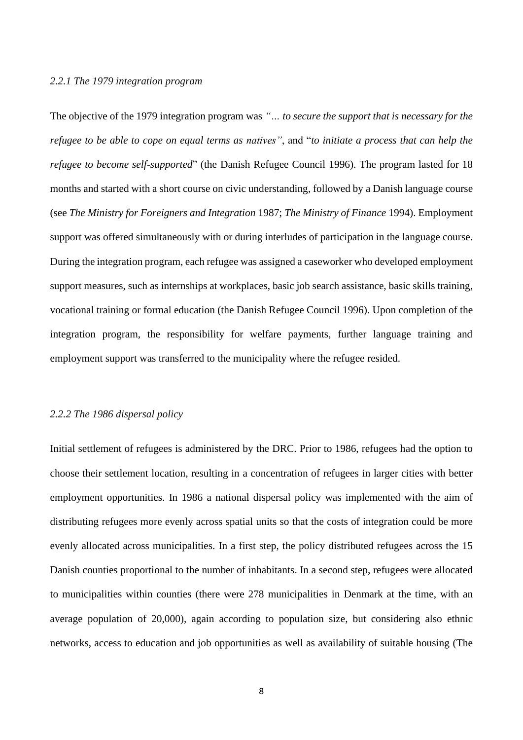### *2.2.1 The 1979 integration program*

The objective of the 1979 integration program was *"… to secure the support that is necessary for the refugee to be able to cope on equal terms as natives"*, and "*to initiate a process that can help the refugee to become self-supported*" (the Danish Refugee Council 1996). The program lasted for 18 months and started with a short course on civic understanding, followed by a Danish language course (see *The Ministry for Foreigners and Integration* 1987; *The Ministry of Finance* 1994). Employment support was offered simultaneously with or during interludes of participation in the language course. During the integration program, each refugee was assigned a caseworker who developed employment support measures, such as internships at workplaces, basic job search assistance, basic skills training, vocational training or formal education (the Danish Refugee Council 1996). Upon completion of the integration program, the responsibility for welfare payments, further language training and employment support was transferred to the municipality where the refugee resided.

### *2.2.2 The 1986 dispersal policy*

Initial settlement of refugees is administered by the DRC. Prior to 1986, refugees had the option to choose their settlement location, resulting in a concentration of refugees in larger cities with better employment opportunities. In 1986 a national dispersal policy was implemented with the aim of distributing refugees more evenly across spatial units so that the costs of integration could be more evenly allocated across municipalities. In a first step, the policy distributed refugees across the 15 Danish counties proportional to the number of inhabitants. In a second step, refugees were allocated to municipalities within counties (there were 278 municipalities in Denmark at the time, with an average population of 20,000), again according to population size, but considering also ethnic networks, access to education and job opportunities as well as availability of suitable housing (The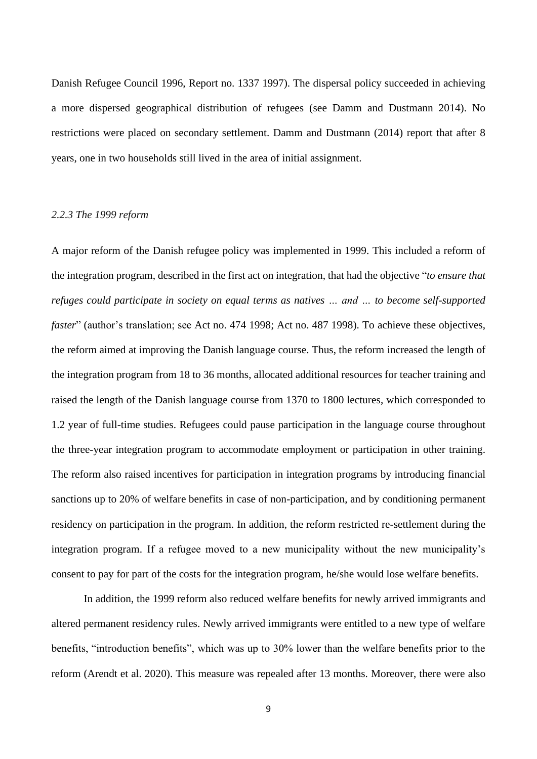Danish Refugee Council 1996, Report no. 1337 1997). The dispersal policy succeeded in achieving a more dispersed geographical distribution of refugees (see Damm and Dustmann 2014). No restrictions were placed on secondary settlement. Damm and Dustmann (2014) report that after 8 years, one in two households still lived in the area of initial assignment.

### *2.2.3 The 1999 reform*

A major reform of the Danish refugee policy was implemented in 1999. This included a reform of the integration program, described in the first act on integration, that had the objective "*to ensure that refuges could participate in society on equal terms as natives … and … to become self-supported faster*" (author's translation; see Act no. 474 1998; Act no. 487 1998). To achieve these objectives, the reform aimed at improving the Danish language course. Thus, the reform increased the length of the integration program from 18 to 36 months, allocated additional resources for teacher training and raised the length of the Danish language course from 1370 to 1800 lectures, which corresponded to 1.2 year of full-time studies. Refugees could pause participation in the language course throughout the three-year integration program to accommodate employment or participation in other training. The reform also raised incentives for participation in integration programs by introducing financial sanctions up to 20% of welfare benefits in case of non-participation, and by conditioning permanent residency on participation in the program. In addition, the reform restricted re-settlement during the integration program. If a refugee moved to a new municipality without the new municipality's consent to pay for part of the costs for the integration program, he/she would lose welfare benefits.

In addition, the 1999 reform also reduced welfare benefits for newly arrived immigrants and altered permanent residency rules. Newly arrived immigrants were entitled to a new type of welfare benefits, "introduction benefits", which was up to 30% lower than the welfare benefits prior to the reform (Arendt et al. 2020). This measure was repealed after 13 months. Moreover, there were also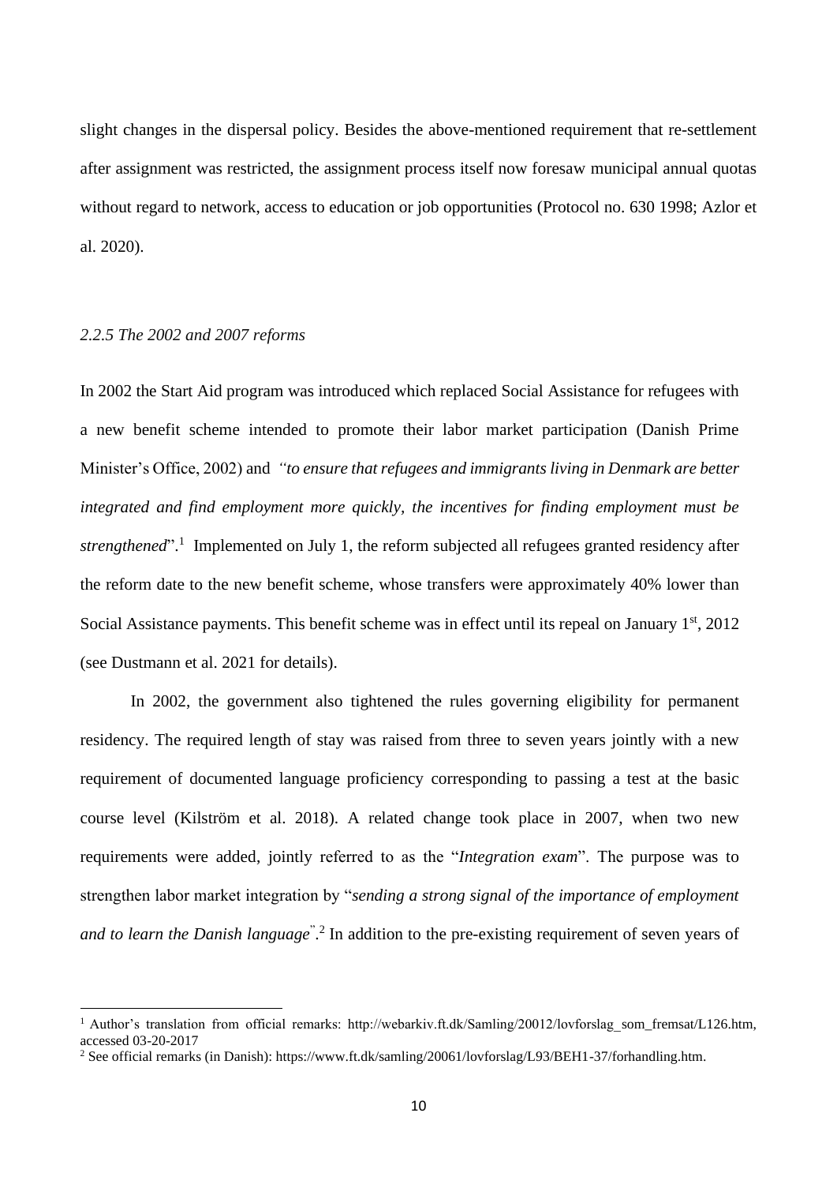slight changes in the dispersal policy. Besides the above-mentioned requirement that re-settlement after assignment was restricted, the assignment process itself now foresaw municipal annual quotas without regard to network, access to education or job opportunities (Protocol no. 630 1998; Azlor et al. 2020).

### *2.2.5 The 2002 and 2007 reforms*

In 2002 the Start Aid program was introduced which replaced Social Assistance for refugees with a new benefit scheme intended to promote their labor market participation (Danish Prime Minister's Office, 2002) and *"to ensure that refugees and immigrants living in Denmark are better integrated and find employment more quickly, the incentives for finding employment must be strengthened*".[1] Implemented on July 1, the reform subjected all refugees granted residency after the reform date to the new benefit scheme, whose transfers were approximately 40% lower than Social Assistance payments. This benefit scheme was in effect until its repeal on January 1st, 2012 (see Dustmann et al. 2021 for details).

In 2002, the government also tightened the rules governing eligibility for permanent residency. The required length of stay was raised from three to seven years jointly with a new requirement of documented language proficiency corresponding to passing a test at the basic course level (Kilström et al. 2018). A related change took place in 2007, when two new requirements were added, jointly referred to as the "*Integration exam*". The purpose was to strengthen labor market integration by "*sending a strong signal of the importance of employment and to learn the Danish language*".[2] In addition to the pre-existing requirement of seven years of

---

[1] Author's translation from official remarks: http://webarkiv.ft.dk/Samling/20012/lovforslag_som_fremsat/L126.htm, accessed 03-20-2017

[2] See official remarks (in Danish): https://www.ft.dk/samling/20061/lovforslag/L93/BEH1-37/forhandling.htm.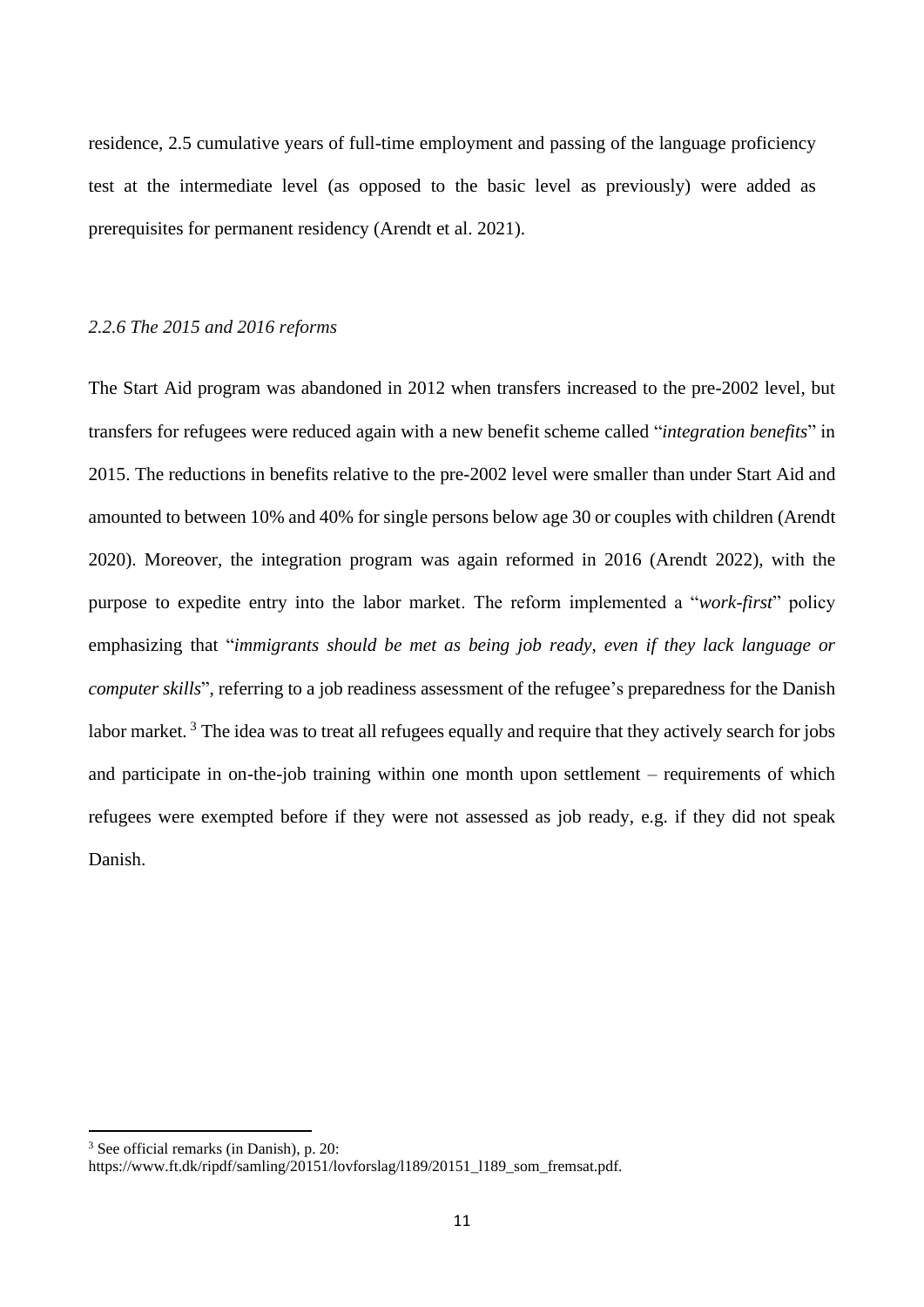residence, 2.5 cumulative years of full-time employment and passing of the language proficiency test at the intermediate level (as opposed to the basic level as previously) were added as prerequisites for permanent residency (Arendt et al. 2021).

### *2.2.6 The 2015 and 2016 reforms*

The Start Aid program was abandoned in 2012 when transfers increased to the pre-2002 level, but transfers for refugees were reduced again with a new benefit scheme called "*integration benefits*" in 2015. The reductions in benefits relative to the pre-2002 level were smaller than under Start Aid and amounted to between 10% and 40% for single persons below age 30 or couples with children (Arendt 2020). Moreover, the integration program was again reformed in 2016 (Arendt 2022), with the purpose to expedite entry into the labor market. The reform implemented a "*work-first*" policy emphasizing that "*immigrants should be met as being job ready, even if they lack language or computer skills*", referring to a job readiness assessment of the refugee's preparedness for the Danish labor market. [3] The idea was to treat all refugees equally and require that they actively search for jobs and participate in on-the-job training within one month upon settlement – requirements of which refugees were exempted before if they were not assessed as job ready, e.g. if they did not speak Danish.

[3] See official remarks (in Danish), p. 20: https://www.ft.dk/ripdf/samling/20151/lovforslag/l189/20151_l189_som_fremsat.pdf.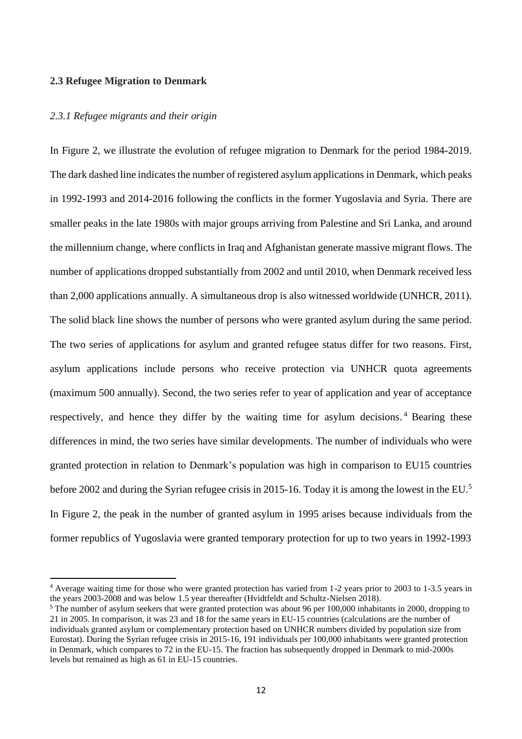## 2.3 Refugee Migration to Denmark

### *2.3.1 Refugee migrants and their origin*

In Figure 2, we illustrate the evolution of refugee migration to Denmark for the period 1984-2019. The dark dashed line indicates the number of registered asylum applications in Denmark, which peaks in 1992-1993 and 2014-2016 following the conflicts in the former Yugoslavia and Syria. There are smaller peaks in the late 1980s with major groups arriving from Palestine and Sri Lanka, and around the millennium change, where conflicts in Iraq and Afghanistan generate massive migrant flows. The number of applications dropped substantially from 2002 and until 2010, when Denmark received less than 2,000 applications annually. A simultaneous drop is also witnessed worldwide (UNHCR, 2011). The solid black line shows the number of persons who were granted asylum during the same period. The two series of applications for asylum and granted refugee status differ for two reasons. First, asylum applications include persons who receive protection via UNHCR quota agreements (maximum 500 annually). Second, the two series refer to year of application and year of acceptance respectively, and hence they differ by the waiting time for asylum decisions.[4] Bearing these differences in mind, the two series have similar developments. The number of individuals who were granted protection in relation to Denmark's population was high in comparison to EU15 countries before 2002 and during the Syrian refugee crisis in 2015-16. Today it is among the lowest in the EU.[5] In Figure 2, the peak in the number of granted asylum in 1995 arises because individuals from the former republics of Yugoslavia were granted temporary protection for up to two years in 1992-1993

---

[4] Average waiting time for those who were granted protection has varied from 1-2 years prior to 2003 to 1-3.5 years in the years 2003-2008 and was below 1.5 year thereafter (Hvidtfeldt and Schultz-Nielsen 2018).

[5] The number of asylum seekers that were granted protection was about 96 per 100,000 inhabitants in 2000, dropping to 21 in 2005. In comparison, it was 23 and 18 for the same years in EU-15 countries (calculations are the number of individuals granted asylum or complementary protection based on UNHCR numbers divided by population size from Eurostat). During the Syrian refugee crisis in 2015-16, 191 individuals per 100,000 inhabitants were granted protection in Denmark, which compares to 72 in the EU-15. The fraction has subsequently dropped in Denmark to mid-2000s levels but remained as high as 61 in EU-15 countries.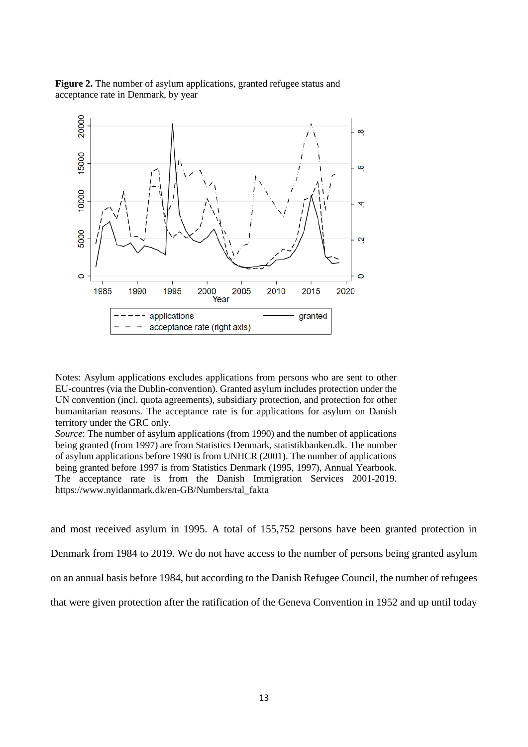**Figure 2.** The number of asylum applications, granted refugee status and acceptance rate in Denmark, by year

Notes: Asylum applications excludes applications from persons who are sent to other EU-countres (via the Dublin-convention). Granted asylum includes protection under the UN convention (incl. quota agreements), subsidiary protection, and protection for other humanitarian reasons. The acceptance rate is for applications for asylum on Danish territory under the GRC only.
*Source*: The number of asylum applications (from 1990) and the number of applications being granted (from 1997) are from Statistics Denmark, statistikbanken.dk. The number of asylum applications before 1990 is from UNHCR (2001). The number of applications being granted before 1997 is from Statistics Denmark (1995, 1997), Annual Yearbook. The acceptance rate is from the Danish Immigration Services 2001-2019. https://www.nyidanmark.dk/en-GB/Numbers/tal_fakta

and most received asylum in 1995. A total of 155,752 persons have been granted protection in Denmark from 1984 to 2019. We do not have access to the number of persons being granted asylum on an annual basis before 1984, but according to the Danish Refugee Council, the number of refugees that were given protection after the ratification of the Geneva Convention in 1952 and up until today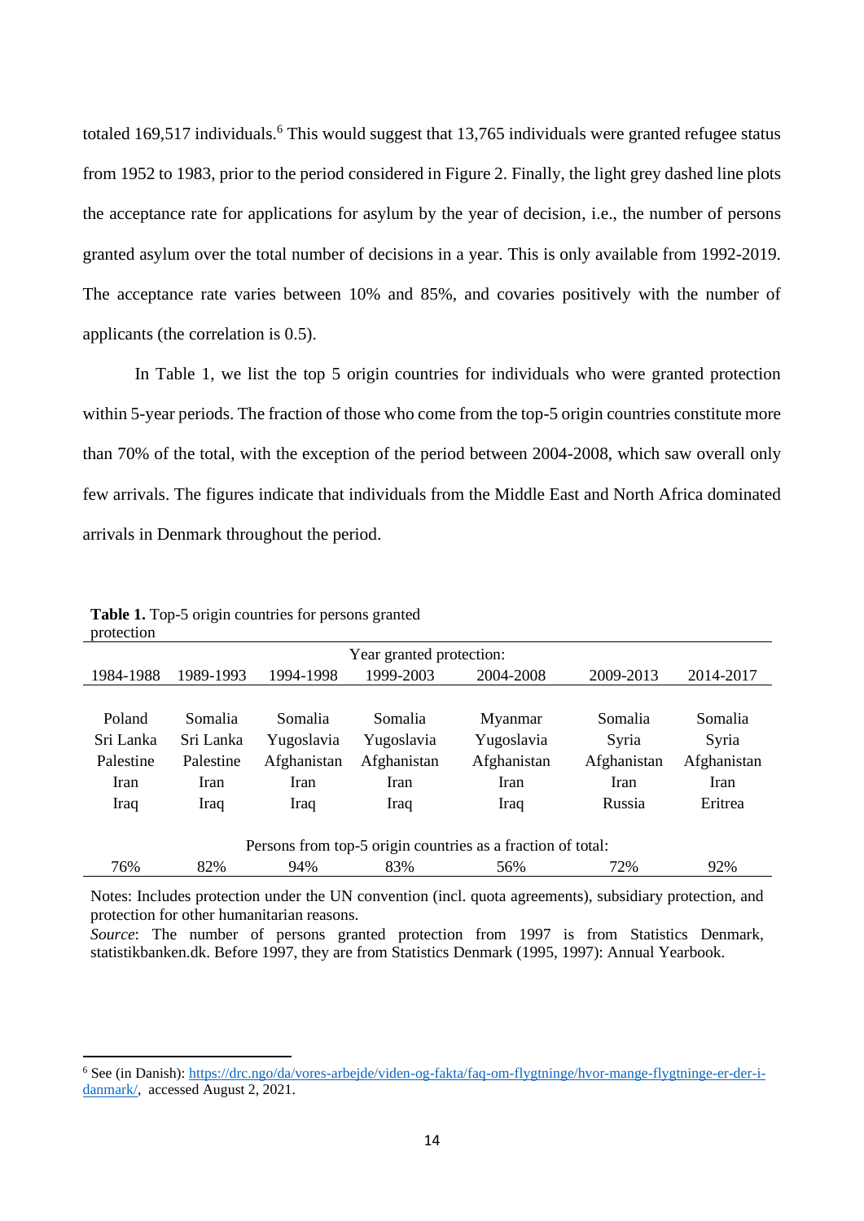totaled 169,517 individuals.[6] This would suggest that 13,765 individuals were granted refugee status from 1952 to 1983, prior to the period considered in Figure 2. Finally, the light grey dashed line plots the acceptance rate for applications for asylum by the year of decision, i.e., the number of persons granted asylum over the total number of decisions in a year. This is only available from 1992-2019. The acceptance rate varies between 10% and 85%, and covaries positively with the number of applicants (the correlation is 0.5).

In Table 1, we list the top 5 origin countries for individuals who were granted protection within 5-year periods. The fraction of those who come from the top-5 origin countries constitute more than 70% of the total, with the exception of the period between 2004-2008, which saw overall only few arrivals. The figures indicate that individuals from the Middle East and North Africa dominated arrivals in Denmark throughout the period.

**Table 1.** Top-5 origin countries for persons granted protection

| Year granted protection: | | | | | | |
|---|---|---|---|---|---|---|
| 1984-1988 | 1989-1993 | 1994-1998 | 1999-2003 | 2004-2008 | 2009-2013 | 2014-2017 |
| Poland | Somalia | Somalia | Somalia | Myanmar | Somalia | Somalia |
| Sri Lanka | Sri Lanka | Yugoslavia | Yugoslavia | Yugoslavia | Syria | Syria |
| Palestine | Palestine | Afghanistan | Afghanistan | Afghanistan | Afghanistan | Afghanistan |
| Iran | Iran | Iran | Iran | Iran | Iran | Iran |
| Iraq | Iraq | Iraq | Iraq | Iraq | Russia | Eritrea |
| Persons from top-5 origin countries as a fraction of total: | | | | | | |
| 76% | 82% | 94% | 83% | 56% | 72% | 92% |

Notes: Includes protection under the UN convention (incl. quota agreements), subsidiary protection, and protection for other humanitarian reasons.
*Source*: The number of persons granted protection from 1997 is from Statistics Denmark, statistikbanken.dk. Before 1997, they are from Statistics Denmark (1995, 1997): Annual Yearbook.

[6] See (in Danish): https://drc.ngo/da/vores-arbejde/viden-og-fakta/faq-om-flygtninge/hvor-mange-flygtninge-er-der-i-danmark/, accessed August 2, 2021.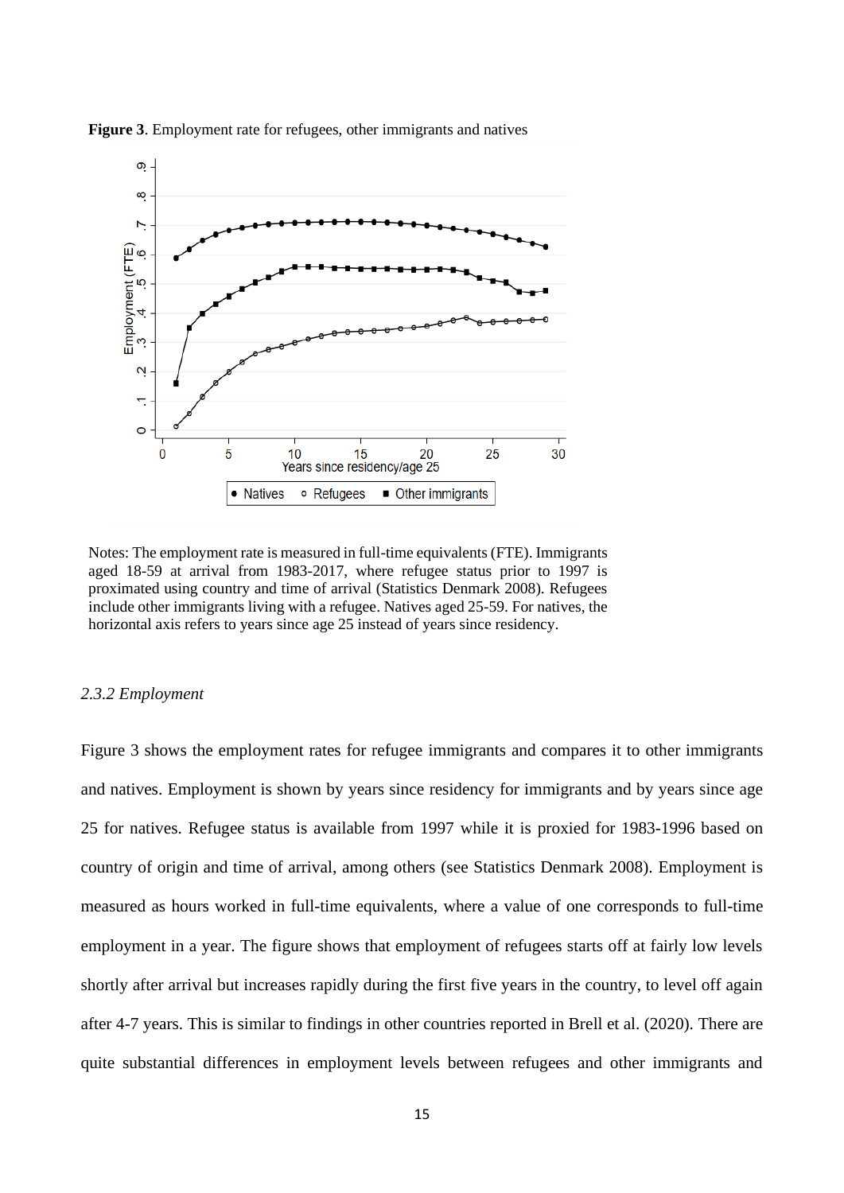**Figure 3**. Employment rate for refugees, other immigrants and natives

Notes: The employment rate is measured in full-time equivalents (FTE). Immigrants aged 18-59 at arrival from 1983-2017, where refugee status prior to 1997 is proximated using country and time of arrival (Statistics Denmark 2008). Refugees include other immigrants living with a refugee. Natives aged 25-59. For natives, the horizontal axis refers to years since age 25 instead of years since residency.

### *2.3.2 Employment*

Figure 3 shows the employment rates for refugee immigrants and compares it to other immigrants and natives. Employment is shown by years since residency for immigrants and by years since age 25 for natives. Refugee status is available from 1997 while it is proxied for 1983-1996 based on country of origin and time of arrival, among others (see Statistics Denmark 2008). Employment is measured as hours worked in full-time equivalents, where a value of one corresponds to full-time employment in a year. The figure shows that employment of refugees starts off at fairly low levels shortly after arrival but increases rapidly during the first five years in the country, to level off again after 4-7 years. This is similar to findings in other countries reported in Brell et al. (2020). There are quite substantial differences in employment levels between refugees and other immigrants and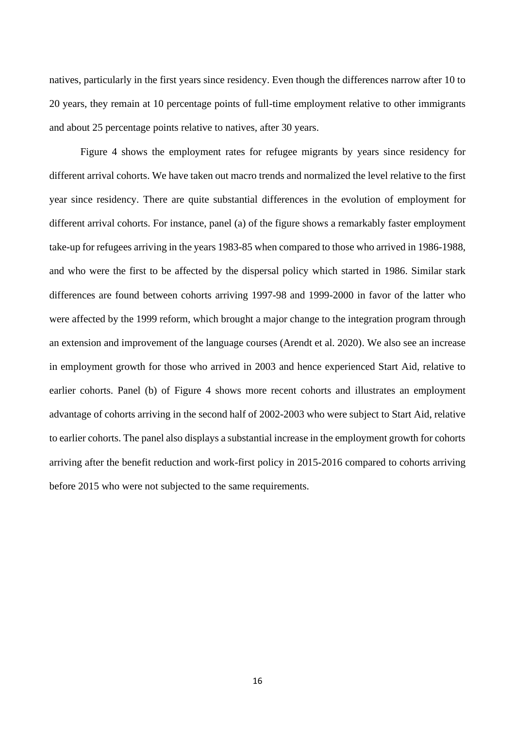natives, particularly in the first years since residency. Even though the differences narrow after 10 to 20 years, they remain at 10 percentage points of full-time employment relative to other immigrants and about 25 percentage points relative to natives, after 30 years.

Figure 4 shows the employment rates for refugee migrants by years since residency for different arrival cohorts. We have taken out macro trends and normalized the level relative to the first year since residency. There are quite substantial differences in the evolution of employment for different arrival cohorts. For instance, panel (a) of the figure shows a remarkably faster employment take-up for refugees arriving in the years 1983-85 when compared to those who arrived in 1986-1988, and who were the first to be affected by the dispersal policy which started in 1986. Similar stark differences are found between cohorts arriving 1997-98 and 1999-2000 in favor of the latter who were affected by the 1999 reform, which brought a major change to the integration program through an extension and improvement of the language courses (Arendt et al. 2020). We also see an increase in employment growth for those who arrived in 2003 and hence experienced Start Aid, relative to earlier cohorts. Panel (b) of Figure 4 shows more recent cohorts and illustrates an employment advantage of cohorts arriving in the second half of 2002-2003 who were subject to Start Aid, relative to earlier cohorts. The panel also displays a substantial increase in the employment growth for cohorts arriving after the benefit reduction and work-first policy in 2015-2016 compared to cohorts arriving before 2015 who were not subjected to the same requirements.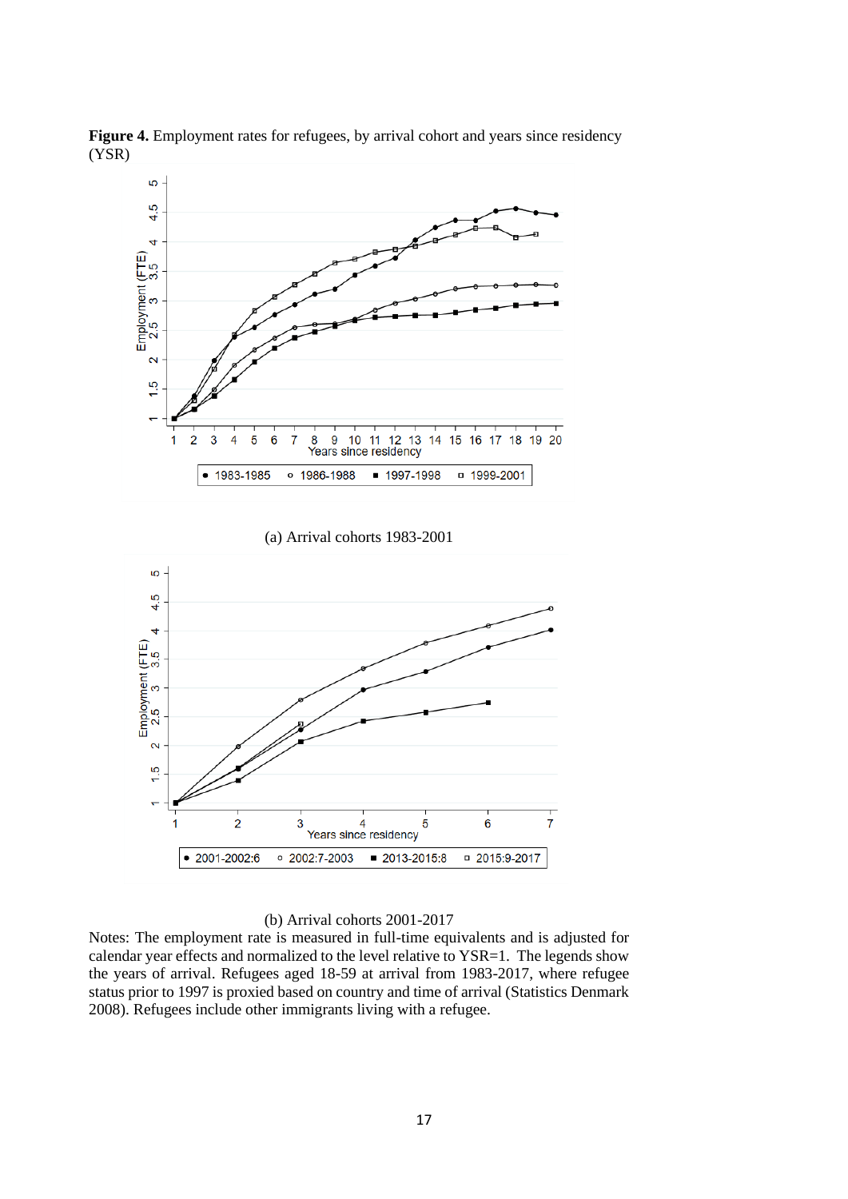**Figure 4.** Employment rates for refugees, by arrival cohort and years since residency (YSR)

(a) Arrival cohorts 1983-2001

(b) Arrival cohorts 2001-2017

Notes: The employment rate is measured in full-time equivalents and is adjusted for calendar year effects and normalized to the level relative to YSR=1. The legends show the years of arrival. Refugees aged 18-59 at arrival from 1983-2017, where refugee status prior to 1997 is proxied based on country and time of arrival (Statistics Denmark 2008). Refugees include other immigrants living with a refugee.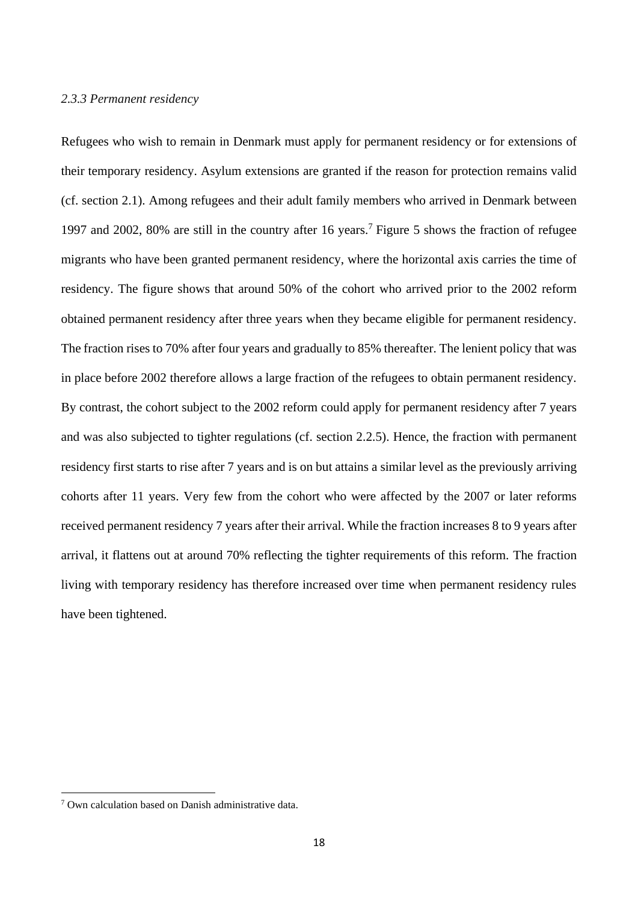*2.3.3 Permanent residency*

Refugees who wish to remain in Denmark must apply for permanent residency or for extensions of their temporary residency. Asylum extensions are granted if the reason for protection remains valid (cf. section 2.1). Among refugees and their adult family members who arrived in Denmark between 1997 and 2002, 80% are still in the country after 16 years.[7] Figure 5 shows the fraction of refugee migrants who have been granted permanent residency, where the horizontal axis carries the time of residency. The figure shows that around 50% of the cohort who arrived prior to the 2002 reform obtained permanent residency after three years when they became eligible for permanent residency. The fraction rises to 70% after four years and gradually to 85% thereafter. The lenient policy that was in place before 2002 therefore allows a large fraction of the refugees to obtain permanent residency. By contrast, the cohort subject to the 2002 reform could apply for permanent residency after 7 years and was also subjected to tighter regulations (cf. section 2.2.5). Hence, the fraction with permanent residency first starts to rise after 7 years and is on but attains a similar level as the previously arriving cohorts after 11 years. Very few from the cohort who were affected by the 2007 or later reforms received permanent residency 7 years after their arrival. While the fraction increases 8 to 9 years after arrival, it flattens out at around 70% reflecting the tighter requirements of this reform. The fraction living with temporary residency has therefore increased over time when permanent residency rules have been tightened.

[7] Own calculation based on Danish administrative data.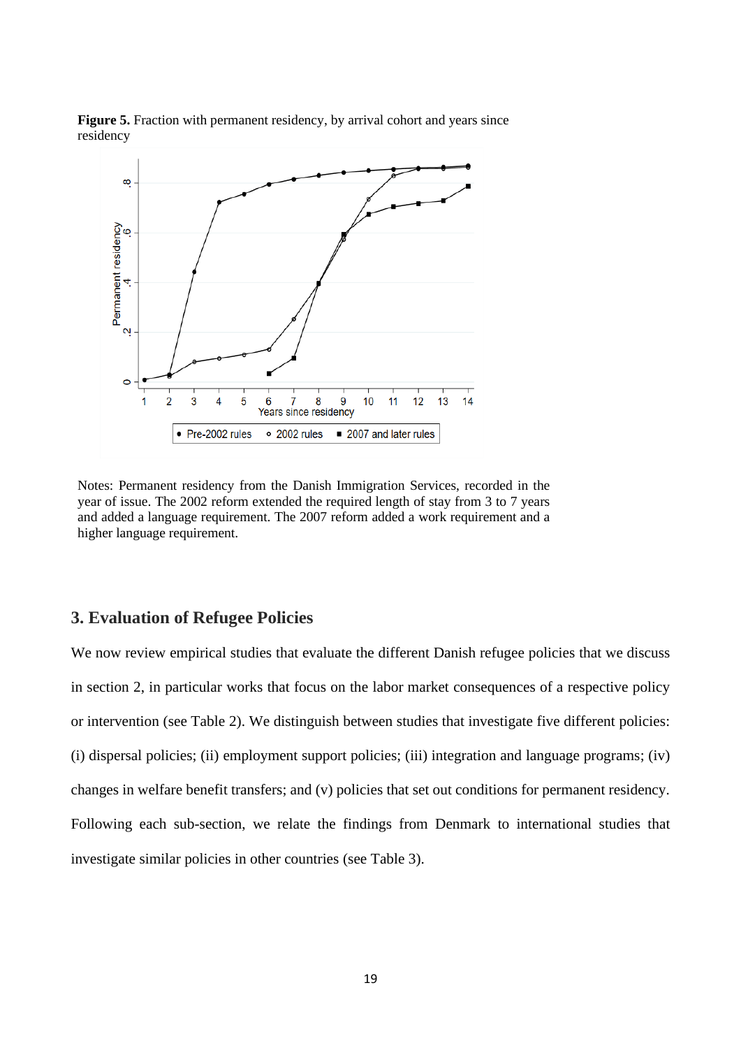**Figure 5.** Fraction with permanent residency, by arrival cohort and years since residency

Notes: Permanent residency from the Danish Immigration Services, recorded in the year of issue. The 2002 reform extended the required length of stay from 3 to 7 years and added a language requirement. The 2007 reform added a work requirement and a higher language requirement.

## 3. Evaluation of Refugee Policies

We now review empirical studies that evaluate the different Danish refugee policies that we discuss in section 2, in particular works that focus on the labor market consequences of a respective policy or intervention (see Table 2). We distinguish between studies that investigate five different policies: (i) dispersal policies; (ii) employment support policies; (iii) integration and language programs; (iv) changes in welfare benefit transfers; and (v) policies that set out conditions for permanent residency. Following each sub-section, we relate the findings from Denmark to international studies that investigate similar policies in other countries (see Table 3).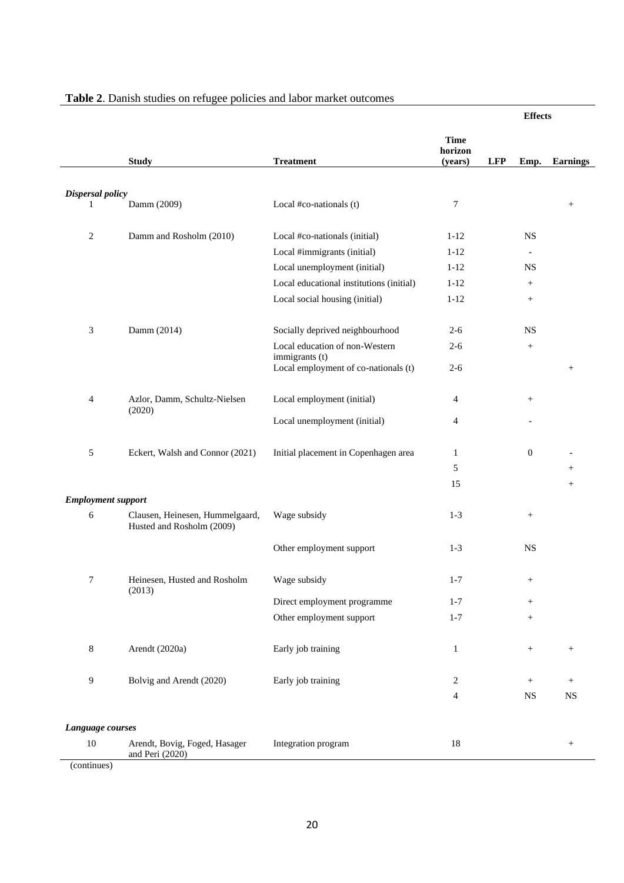**Table 2**. Danish studies on refugee policies and labor market outcomes

| | Study | Treatment | Time horizon (years) | Effects LFP | Emp. | Earnings |
|---|---|---|---|---|---|---|
| ***Dispersal policy*** | | | | | | |
| 1 | Damm (2009) | Local #co-nationals (t) | 7 | | | + |
| 2 | Damm and Rosholm (2010) | Local #co-nationals (initial) | 1-12 | | NS | |
| | | Local #immigrants (initial) | 1-12 | | - | |
| | | Local unemployment (initial) | 1-12 | | NS | |
| | | Local educational institutions (initial) | 1-12 | | + | |
| | | Local social housing (initial) | 1-12 | | + | |
| 3 | Damm (2014) | Socially deprived neighbourhood | 2-6 | | NS | |
| | | Local education of non-Western immigrants (t) | 2-6 | | + | |
| | | Local employment of co-nationals (t) | 2-6 | | | + |
| 4 | Azlor, Damm, Schultz-Nielsen (2020) | Local employment (initial) | 4 | | + | |
| | | Local unemployment (initial) | 4 | | - | |
| 5 | Eckert, Walsh and Connor (2021) | Initial placement in Copenhagen area | 1 | | 0 | - |
| | | | 5 | | | + |
| | | | 15 | | | + |
| ***Employment support*** | | | | | | |
| 6 | Clausen, Heinesen, Hummelgaard, Husted and Rosholm (2009) | Wage subsidy | 1-3 | | + | |
| | | Other employment support | 1-3 | | NS | |
| 7 | Heinesen, Husted and Rosholm (2013) | Wage subsidy | 1-7 | | + | |
| | | Direct employment programme | 1-7 | | + | |
| | | Other employment support | 1-7 | | + | |
| 8 | Arendt (2020a) | Early job training | 1 | | + | + |
| 9 | Bolvig and Arendt (2020) | Early job training | 2 | | + | + |
| | | | 4 | | NS | NS |
| ***Language courses*** | | | | | | |
| 10 | Arendt, Bovig, Foged, Hasager and Peri (2020) | Integration program | 18 | | | + |

(continues)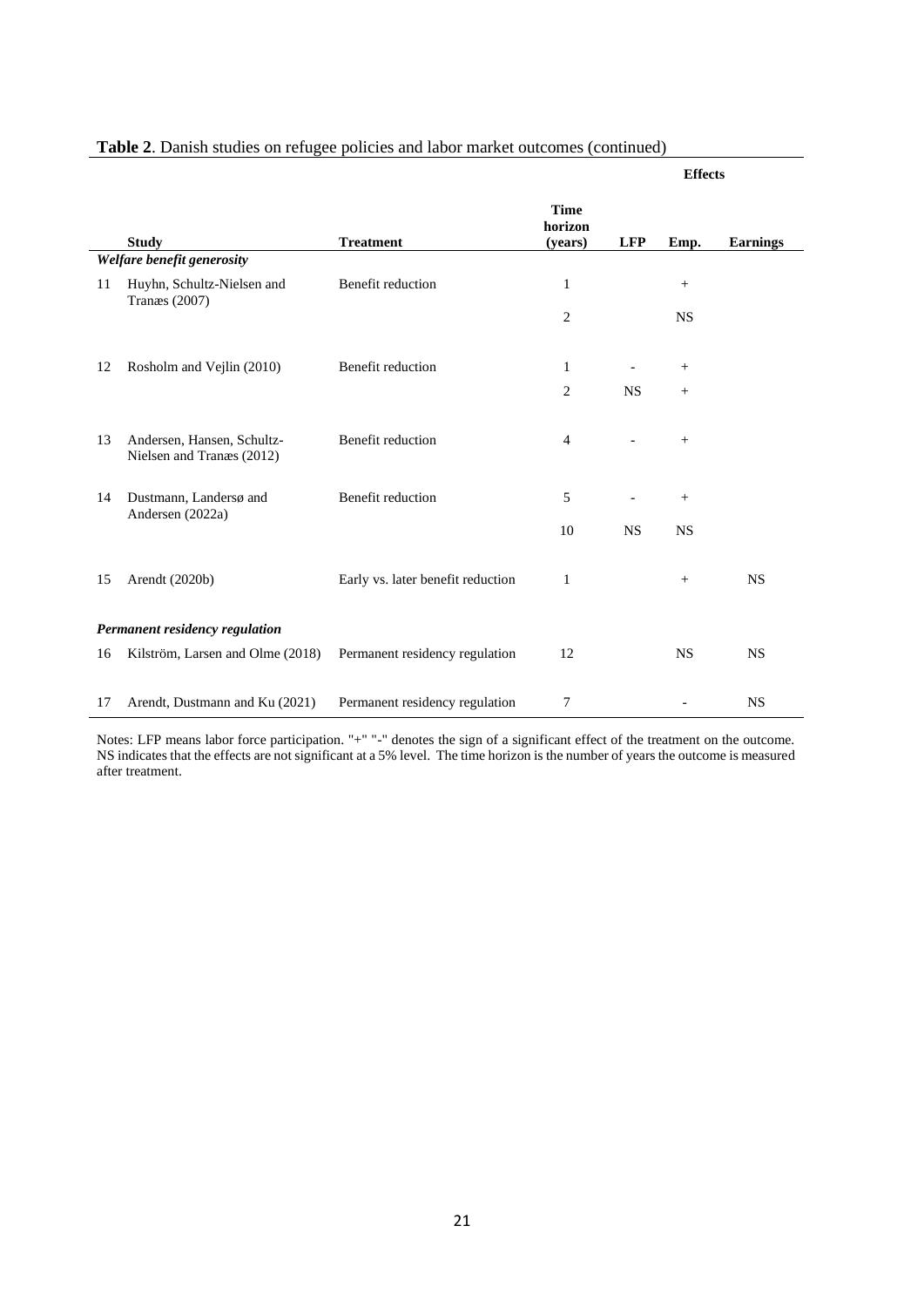**Table 2**. Danish studies on refugee policies and labor market outcomes (continued)

| | Study | Treatment | Time horizon (years) | Effects | | |
|---|---|---|---|---|---|---|
| | | | | LFP | Emp. | Earnings |
| ***Welfare benefit generosity*** | | | | | | |
| 11 | Huyhn, Schultz-Nielsen and Tranæs (2007) | Benefit reduction | 1 | | + | |
| | | | 2 | | NS | |
| 12 | Rosholm and Vejlin (2010) | Benefit reduction | 1 | - | + | |
| | | | 2 | NS | + | |
| 13 | Andersen, Hansen, Schultz-Nielsen and Tranæs (2012) | Benefit reduction | 4 | - | + | |
| 14 | Dustmann, Landersø and Andersen (2022a) | Benefit reduction | 5 | - | + | |
| | | | 10 | NS | NS | |
| 15 | Arendt (2020b) | Early vs. later benefit reduction | 1 | | + | NS |
| ***Permanent residency regulation*** | | | | | | |
| 16 | Kilström, Larsen and Olme (2018) | Permanent residency regulation | 12 | | NS | NS |
| 17 | Arendt, Dustmann and Ku (2021) | Permanent residency regulation | 7 | | - | NS |

Notes: LFP means labor force participation. "+" "-" denotes the sign of a significant effect of the treatment on the outcome. NS indicates that the effects are not significant at a 5% level. The time horizon is the number of years the outcome is measured after treatment.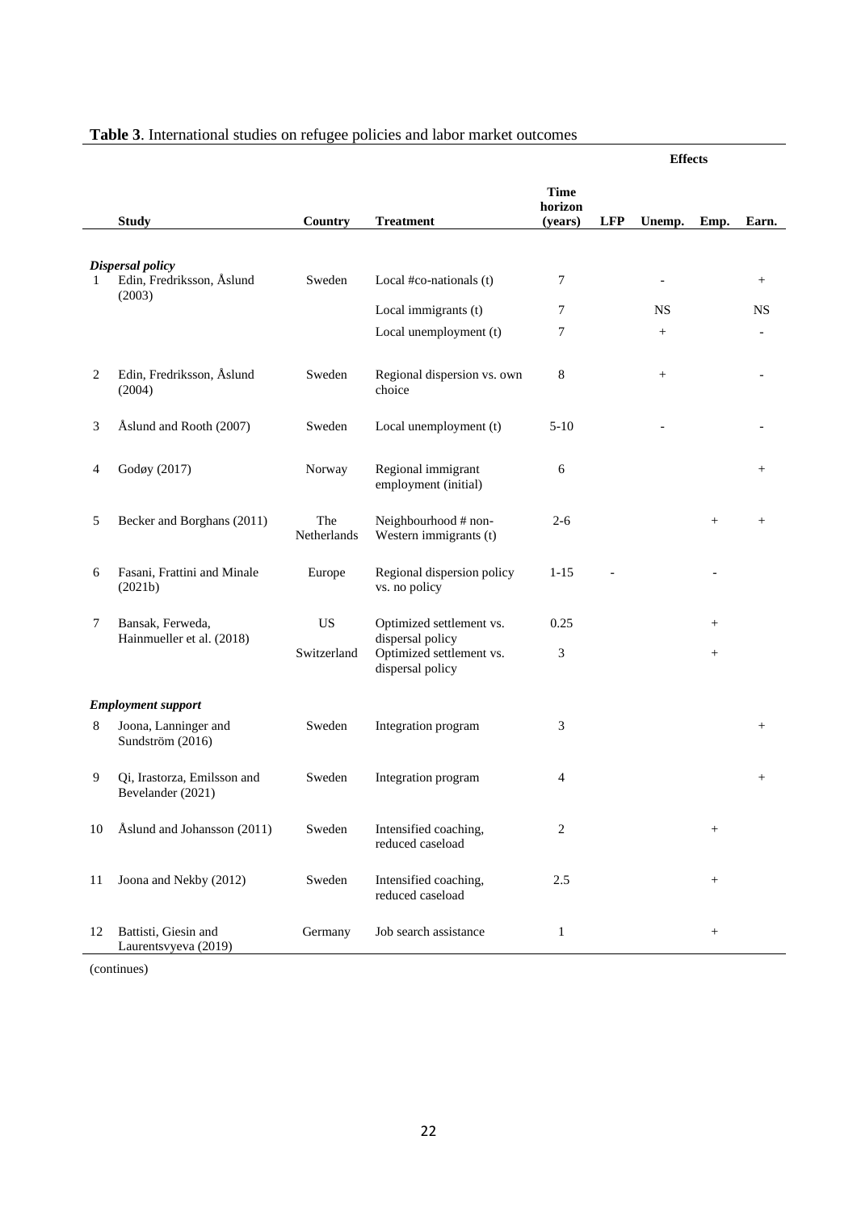**Table 3**. International studies on refugee policies and labor market outcomes

| | Study | Country | Treatment | Time horizon (years) | Effects | | | |
|---|---|---|---|---|---|---|---|---|
| | | | | | LFP | Unemp. | Emp. | Earn. |
| | ***Dispersal policy*** | | | | | | | |
| 1 | Edin, Fredriksson, Åslund (2003) | Sweden | Local #co-nationals (t) | 7 | | - | | + |
| | | | Local immigrants (t) | 7 | | NS | | NS |
| | | | Local unemployment (t) | 7 | | + | | - |
| 2 | Edin, Fredriksson, Åslund (2004) | Sweden | Regional dispersion vs. own choice | 8 | | + | | - |
| 3 | Åslund and Rooth (2007) | Sweden | Local unemployment (t) | 5-10 | | - | | - |
| 4 | Godøy (2017) | Norway | Regional immigrant employment (initial) | 6 | | | | + |
| 5 | Becker and Borghans (2011) | The Netherlands | Neighbourhood # non-Western immigrants (t) | 2-6 | | | + | + |
| 6 | Fasani, Frattini and Minale (2021b) | Europe | Regional dispersion policy vs. no policy | 1-15 | - | | - | |
| 7 | Bansak, Ferweda, Hainmueller et al. (2018) | US | Optimized settlement vs. dispersal policy | 0.25 | | | + | |
| | | Switzerland | Optimized settlement vs. dispersal policy | 3 | | | + | |
| | ***Employment support*** | | | | | | | |
| 8 | Joona, Lanninger and Sundström (2016) | Sweden | Integration program | 3 | | | | + |
| 9 | Qi, Irastorza, Emilsson and Bevelander (2021) | Sweden | Integration program | 4 | | | | + |
| 10 | Åslund and Johansson (2011) | Sweden | Intensified coaching, reduced caseload | 2 | | | + | |
| 11 | Joona and Nekby (2012) | Sweden | Intensified coaching, reduced caseload | 2.5 | | | + | |
| 12 | Battisti, Giesin and Laurentsvyeva (2019) | Germany | Job search assistance | 1 | | | + | |

(continues)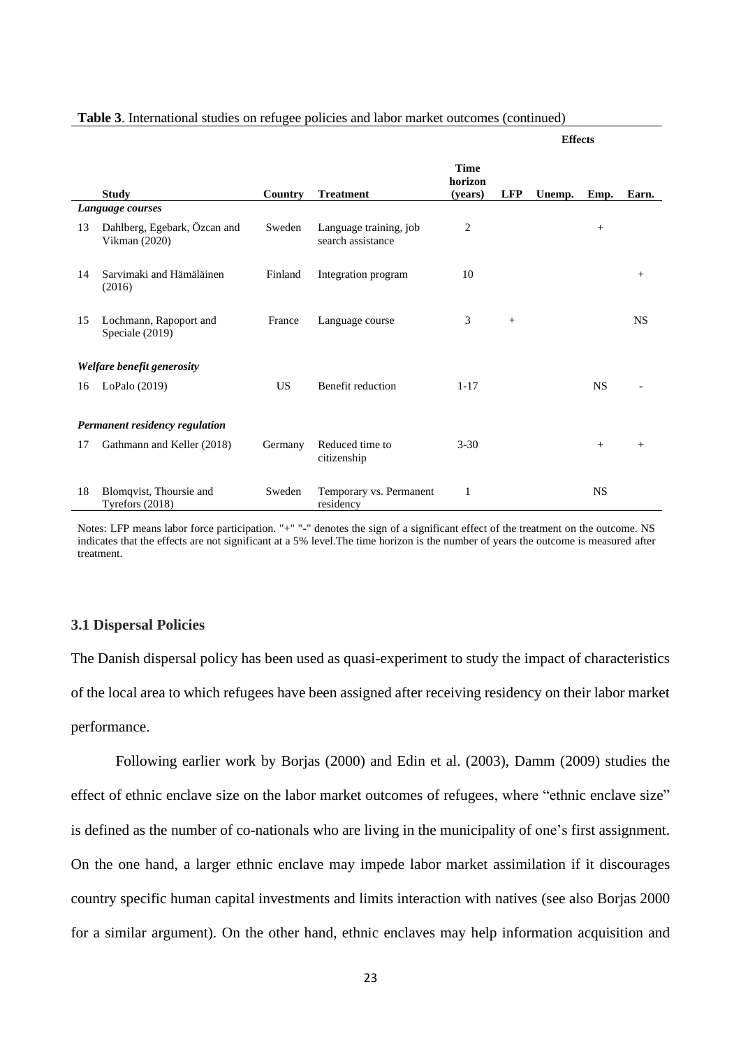**Table 3**. International studies on refugee policies and labor market outcomes (continued)

| | | | | | Effects | | | |
|---|---|---|---|---|---|---|---|---|
| | Study | Country | Treatment | Time horizon (years) | LFP | Unemp. | Emp. | Earn. |
| *Language courses* | | | | | | | | |
| 13 | Dahlberg, Egebark, Özcan and Vikman (2020) | Sweden | Language training, job search assistance | 2 | | | + | |
| 14 | Sarvimaki and Hämäläinen (2016) | Finland | Integration program | 10 | | | | + |
| 15 | Lochmann, Rapoport and Speciale (2019) | France | Language course | 3 | + | | | NS |
| *Welfare benefit generosity* | | | | | | | | |
| 16 | LoPalo (2019) | US | Benefit reduction | 1-17 | | | NS | - |
| *Permanent residency regulation* | | | | | | | | |
| 17 | Gathmann and Keller (2018) | Germany | Reduced time to citizenship | 3-30 | | | + | + |
| 18 | Blomqvist, Thoursie and Tyrefors (2018) | Sweden | Temporary vs. Permanent residency | 1 | | | NS | |

Notes: LFP means labor force participation. "+" "-" denotes the sign of a significant effect of the treatment on the outcome. NS indicates that the effects are not significant at a 5% level.The time horizon is the number of years the outcome is measured after treatment.

### 3.1 Dispersal Policies

The Danish dispersal policy has been used as quasi-experiment to study the impact of characteristics of the local area to which refugees have been assigned after receiving residency on their labor market performance.

Following earlier work by Borjas (2000) and Edin et al. (2003), Damm (2009) studies the effect of ethnic enclave size on the labor market outcomes of refugees, where "ethnic enclave size" is defined as the number of co-nationals who are living in the municipality of one's first assignment. On the one hand, a larger ethnic enclave may impede labor market assimilation if it discourages country specific human capital investments and limits interaction with natives (see also Borjas 2000 for a similar argument). On the other hand, ethnic enclaves may help information acquisition and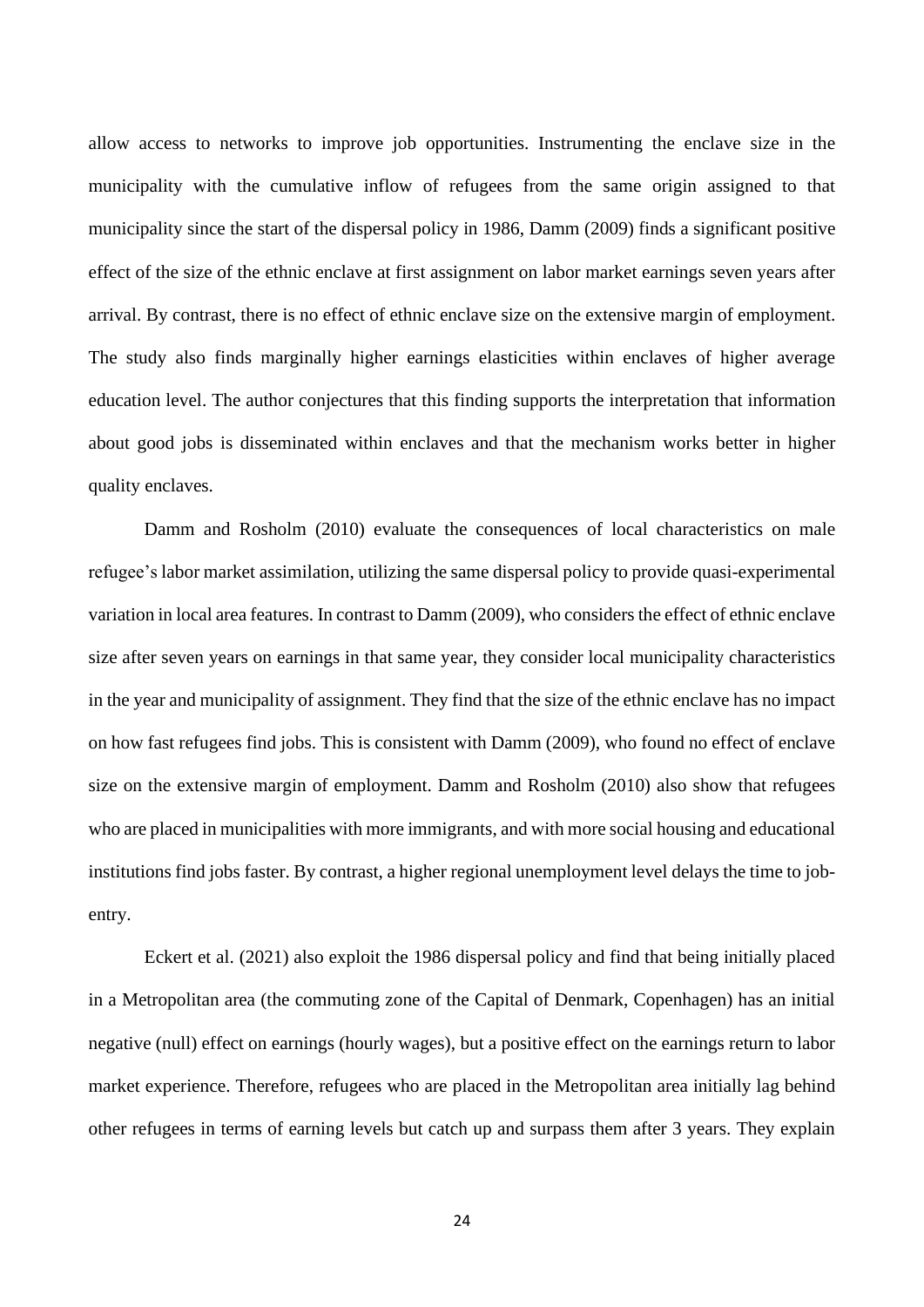allow access to networks to improve job opportunities. Instrumenting the enclave size in the municipality with the cumulative inflow of refugees from the same origin assigned to that municipality since the start of the dispersal policy in 1986, Damm (2009) finds a significant positive effect of the size of the ethnic enclave at first assignment on labor market earnings seven years after arrival. By contrast, there is no effect of ethnic enclave size on the extensive margin of employment. The study also finds marginally higher earnings elasticities within enclaves of higher average education level. The author conjectures that this finding supports the interpretation that information about good jobs is disseminated within enclaves and that the mechanism works better in higher quality enclaves.

Damm and Rosholm (2010) evaluate the consequences of local characteristics on male refugee's labor market assimilation, utilizing the same dispersal policy to provide quasi-experimental variation in local area features. In contrast to Damm (2009), who considers the effect of ethnic enclave size after seven years on earnings in that same year, they consider local municipality characteristics in the year and municipality of assignment. They find that the size of the ethnic enclave has no impact on how fast refugees find jobs. This is consistent with Damm (2009), who found no effect of enclave size on the extensive margin of employment. Damm and Rosholm (2010) also show that refugees who are placed in municipalities with more immigrants, and with more social housing and educational institutions find jobs faster. By contrast, a higher regional unemployment level delays the time to job-entry.

Eckert et al. (2021) also exploit the 1986 dispersal policy and find that being initially placed in a Metropolitan area (the commuting zone of the Capital of Denmark, Copenhagen) has an initial negative (null) effect on earnings (hourly wages), but a positive effect on the earnings return to labor market experience. Therefore, refugees who are placed in the Metropolitan area initially lag behind other refugees in terms of earning levels but catch up and surpass them after 3 years. They explain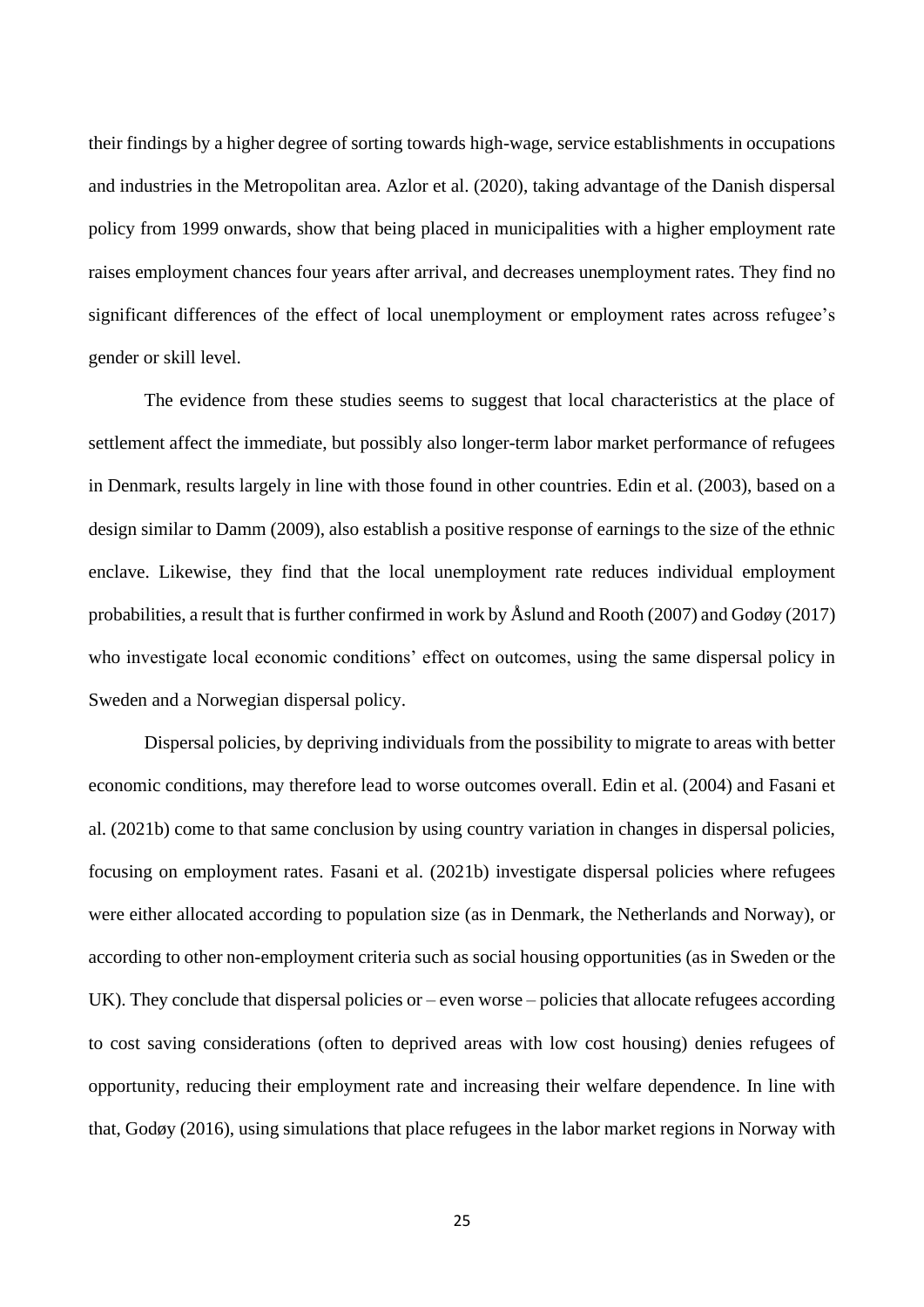their findings by a higher degree of sorting towards high-wage, service establishments in occupations and industries in the Metropolitan area. Azlor et al. (2020), taking advantage of the Danish dispersal policy from 1999 onwards, show that being placed in municipalities with a higher employment rate raises employment chances four years after arrival, and decreases unemployment rates. They find no significant differences of the effect of local unemployment or employment rates across refugee's gender or skill level.

The evidence from these studies seems to suggest that local characteristics at the place of settlement affect the immediate, but possibly also longer-term labor market performance of refugees in Denmark, results largely in line with those found in other countries. Edin et al. (2003), based on a design similar to Damm (2009), also establish a positive response of earnings to the size of the ethnic enclave. Likewise, they find that the local unemployment rate reduces individual employment probabilities, a result that is further confirmed in work by Åslund and Rooth (2007) and Godøy (2017) who investigate local economic conditions' effect on outcomes, using the same dispersal policy in Sweden and a Norwegian dispersal policy.

Dispersal policies, by depriving individuals from the possibility to migrate to areas with better economic conditions, may therefore lead to worse outcomes overall. Edin et al. (2004) and Fasani et al. (2021b) come to that same conclusion by using country variation in changes in dispersal policies, focusing on employment rates. Fasani et al. (2021b) investigate dispersal policies where refugees were either allocated according to population size (as in Denmark, the Netherlands and Norway), or according to other non-employment criteria such as social housing opportunities (as in Sweden or the UK). They conclude that dispersal policies or – even worse – policies that allocate refugees according to cost saving considerations (often to deprived areas with low cost housing) denies refugees of opportunity, reducing their employment rate and increasing their welfare dependence. In line with that, Godøy (2016), using simulations that place refugees in the labor market regions in Norway with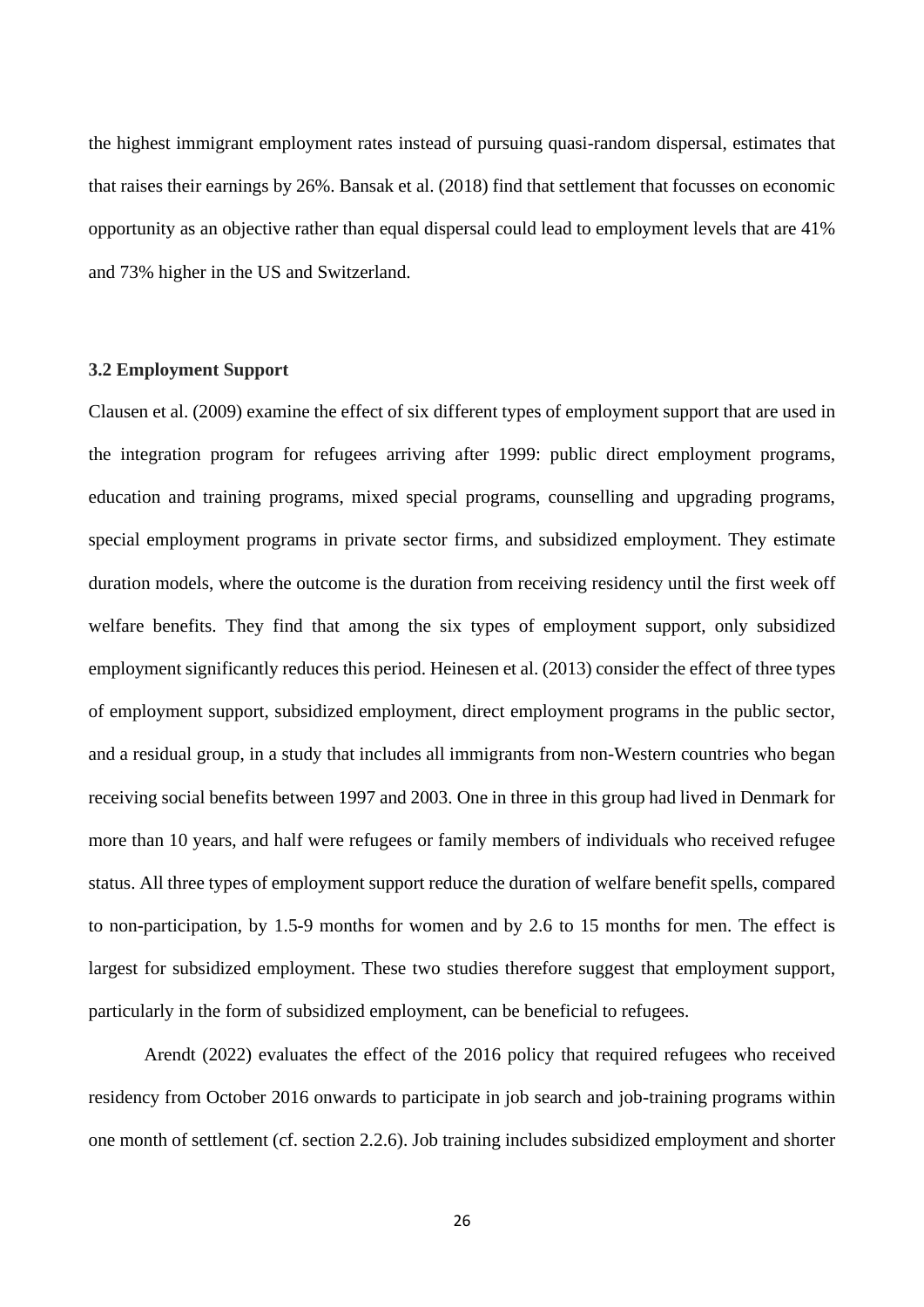the highest immigrant employment rates instead of pursuing quasi-random dispersal, estimates that that raises their earnings by 26%. Bansak et al. (2018) find that settlement that focusses on economic opportunity as an objective rather than equal dispersal could lead to employment levels that are 41% and 73% higher in the US and Switzerland.

### 3.2 Employment Support

Clausen et al. (2009) examine the effect of six different types of employment support that are used in the integration program for refugees arriving after 1999: public direct employment programs, education and training programs, mixed special programs, counselling and upgrading programs, special employment programs in private sector firms, and subsidized employment. They estimate duration models, where the outcome is the duration from receiving residency until the first week off welfare benefits. They find that among the six types of employment support, only subsidized employment significantly reduces this period. Heinesen et al. (2013) consider the effect of three types of employment support, subsidized employment, direct employment programs in the public sector, and a residual group, in a study that includes all immigrants from non-Western countries who began receiving social benefits between 1997 and 2003. One in three in this group had lived in Denmark for more than 10 years, and half were refugees or family members of individuals who received refugee status. All three types of employment support reduce the duration of welfare benefit spells, compared to non-participation, by 1.5-9 months for women and by 2.6 to 15 months for men. The effect is largest for subsidized employment. These two studies therefore suggest that employment support, particularly in the form of subsidized employment, can be beneficial to refugees.

Arendt (2022) evaluates the effect of the 2016 policy that required refugees who received residency from October 2016 onwards to participate in job search and job-training programs within one month of settlement (cf. section 2.2.6). Job training includes subsidized employment and shorter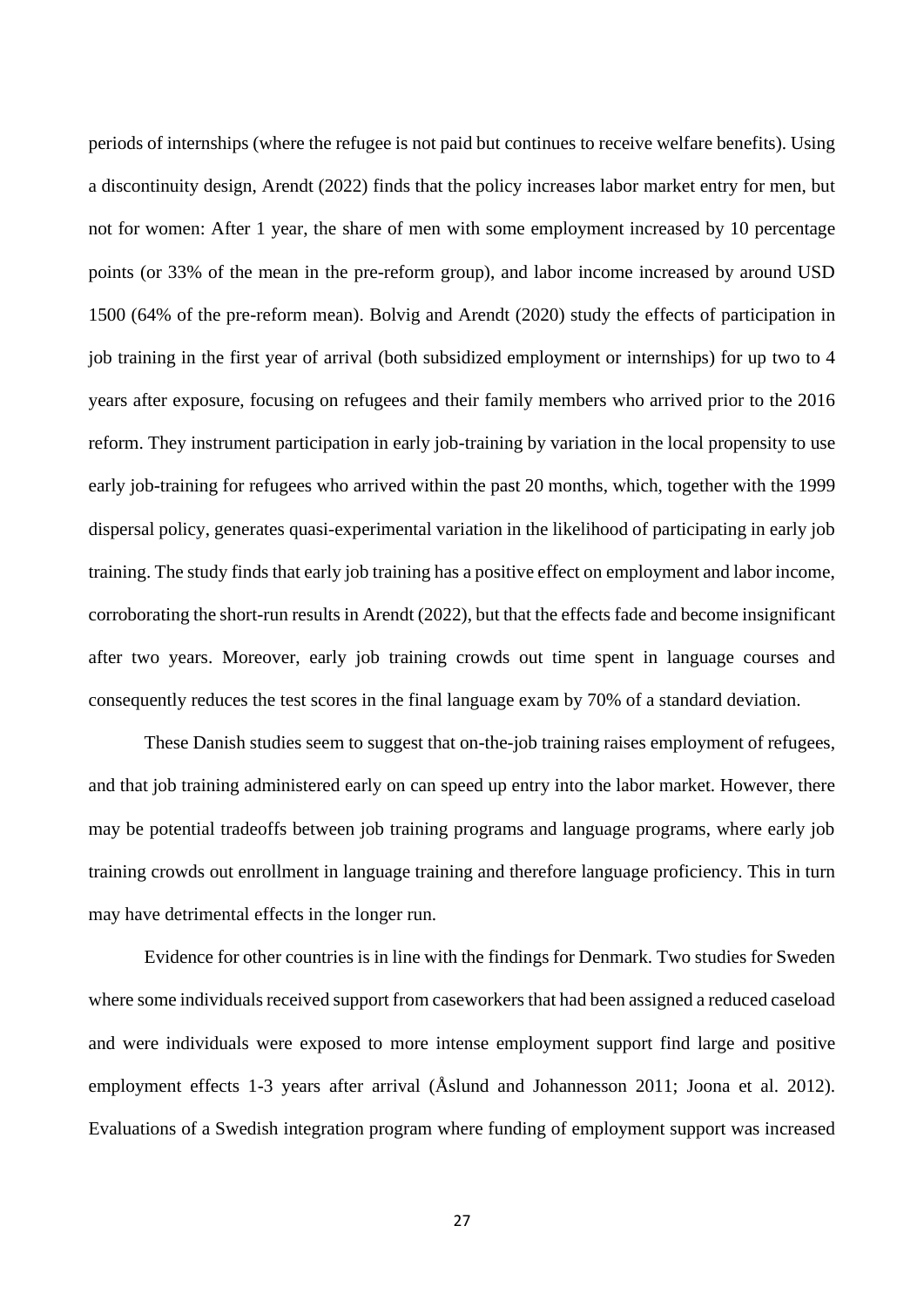periods of internships (where the refugee is not paid but continues to receive welfare benefits). Using a discontinuity design, Arendt (2022) finds that the policy increases labor market entry for men, but not for women: After 1 year, the share of men with some employment increased by 10 percentage points (or 33% of the mean in the pre-reform group), and labor income increased by around USD 1500 (64% of the pre-reform mean). Bolvig and Arendt (2020) study the effects of participation in job training in the first year of arrival (both subsidized employment or internships) for up two to 4 years after exposure, focusing on refugees and their family members who arrived prior to the 2016 reform. They instrument participation in early job-training by variation in the local propensity to use early job-training for refugees who arrived within the past 20 months, which, together with the 1999 dispersal policy, generates quasi-experimental variation in the likelihood of participating in early job training. The study finds that early job training has a positive effect on employment and labor income, corroborating the short-run results in Arendt (2022), but that the effects fade and become insignificant after two years. Moreover, early job training crowds out time spent in language courses and consequently reduces the test scores in the final language exam by 70% of a standard deviation.

These Danish studies seem to suggest that on-the-job training raises employment of refugees, and that job training administered early on can speed up entry into the labor market. However, there may be potential tradeoffs between job training programs and language programs, where early job training crowds out enrollment in language training and therefore language proficiency. This in turn may have detrimental effects in the longer run.

Evidence for other countries is in line with the findings for Denmark. Two studies for Sweden where some individuals received support from caseworkers that had been assigned a reduced caseload and were individuals were exposed to more intense employment support find large and positive employment effects 1-3 years after arrival (Åslund and Johannesson 2011; Joona et al. 2012). Evaluations of a Swedish integration program where funding of employment support was increased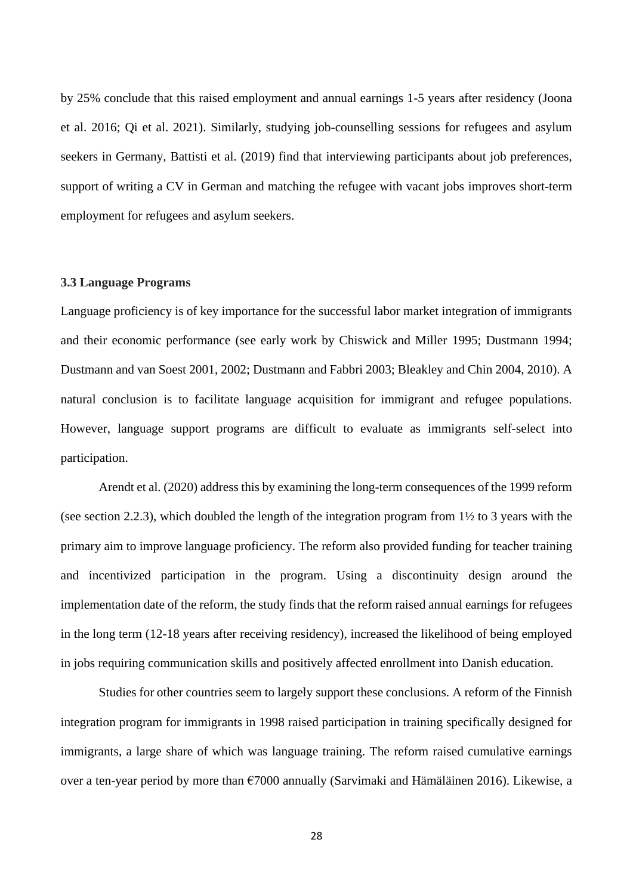by 25% conclude that this raised employment and annual earnings 1-5 years after residency (Joona et al. 2016; Qi et al. 2021). Similarly, studying job-counselling sessions for refugees and asylum seekers in Germany, Battisti et al. (2019) find that interviewing participants about job preferences, support of writing a CV in German and matching the refugee with vacant jobs improves short-term employment for refugees and asylum seekers.

### 3.3 Language Programs

Language proficiency is of key importance for the successful labor market integration of immigrants and their economic performance (see early work by Chiswick and Miller 1995; Dustmann 1994; Dustmann and van Soest 2001, 2002; Dustmann and Fabbri 2003; Bleakley and Chin 2004, 2010). A natural conclusion is to facilitate language acquisition for immigrant and refugee populations. However, language support programs are difficult to evaluate as immigrants self-select into participation.

Arendt et al. (2020) address this by examining the long-term consequences of the 1999 reform (see section 2.2.3), which doubled the length of the integration program from 1½ to 3 years with the primary aim to improve language proficiency. The reform also provided funding for teacher training and incentivized participation in the program. Using a discontinuity design around the implementation date of the reform, the study finds that the reform raised annual earnings for refugees in the long term (12-18 years after receiving residency), increased the likelihood of being employed in jobs requiring communication skills and positively affected enrollment into Danish education.

Studies for other countries seem to largely support these conclusions. A reform of the Finnish integration program for immigrants in 1998 raised participation in training specifically designed for immigrants, a large share of which was language training. The reform raised cumulative earnings over a ten-year period by more than €7000 annually (Sarvimaki and Hämäläinen 2016). Likewise, a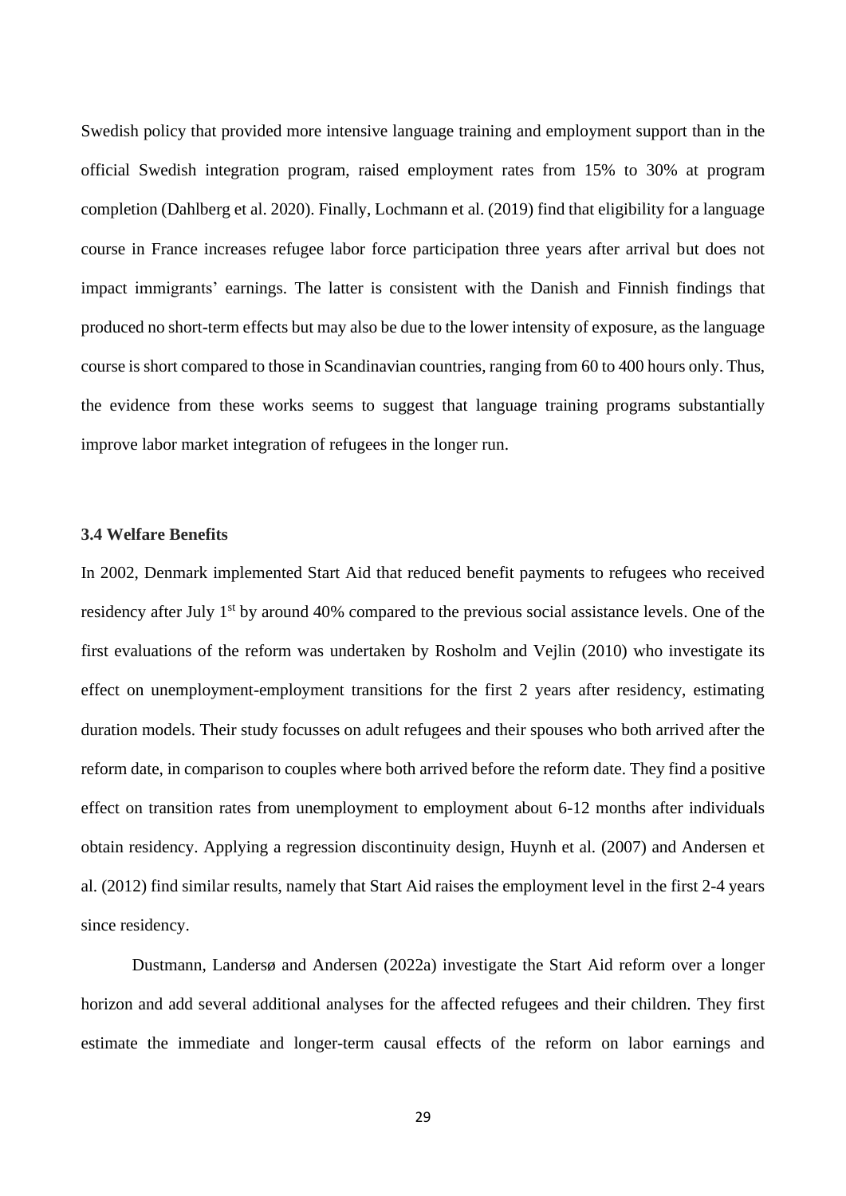Swedish policy that provided more intensive language training and employment support than in the official Swedish integration program, raised employment rates from 15% to 30% at program completion (Dahlberg et al. 2020). Finally, Lochmann et al. (2019) find that eligibility for a language course in France increases refugee labor force participation three years after arrival but does not impact immigrants' earnings. The latter is consistent with the Danish and Finnish findings that produced no short-term effects but may also be due to the lower intensity of exposure, as the language course is short compared to those in Scandinavian countries, ranging from 60 to 400 hours only. Thus, the evidence from these works seems to suggest that language training programs substantially improve labor market integration of refugees in the longer run.

### 3.4 Welfare Benefits

In 2002, Denmark implemented Start Aid that reduced benefit payments to refugees who received residency after July 1st by around 40% compared to the previous social assistance levels. One of the first evaluations of the reform was undertaken by Rosholm and Vejlin (2010) who investigate its effect on unemployment-employment transitions for the first 2 years after residency, estimating duration models. Their study focusses on adult refugees and their spouses who both arrived after the reform date, in comparison to couples where both arrived before the reform date. They find a positive effect on transition rates from unemployment to employment about 6-12 months after individuals obtain residency. Applying a regression discontinuity design, Huynh et al. (2007) and Andersen et al. (2012) find similar results, namely that Start Aid raises the employment level in the first 2-4 years since residency.

Dustmann, Landersø and Andersen (2022a) investigate the Start Aid reform over a longer horizon and add several additional analyses for the affected refugees and their children. They first estimate the immediate and longer-term causal effects of the reform on labor earnings and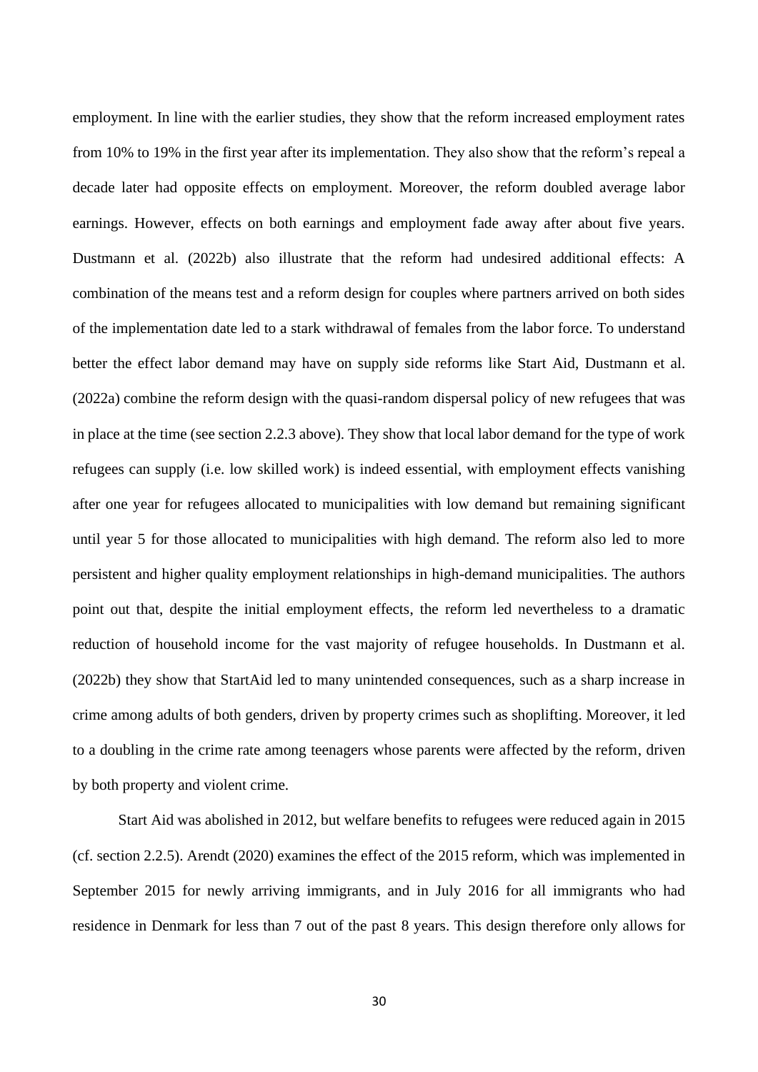employment. In line with the earlier studies, they show that the reform increased employment rates from 10% to 19% in the first year after its implementation. They also show that the reform's repeal a decade later had opposite effects on employment. Moreover, the reform doubled average labor earnings. However, effects on both earnings and employment fade away after about five years. Dustmann et al. (2022b) also illustrate that the reform had undesired additional effects: A combination of the means test and a reform design for couples where partners arrived on both sides of the implementation date led to a stark withdrawal of females from the labor force. To understand better the effect labor demand may have on supply side reforms like Start Aid, Dustmann et al. (2022a) combine the reform design with the quasi-random dispersal policy of new refugees that was in place at the time (see section 2.2.3 above). They show that local labor demand for the type of work refugees can supply (i.e. low skilled work) is indeed essential, with employment effects vanishing after one year for refugees allocated to municipalities with low demand but remaining significant until year 5 for those allocated to municipalities with high demand. The reform also led to more persistent and higher quality employment relationships in high-demand municipalities. The authors point out that, despite the initial employment effects, the reform led nevertheless to a dramatic reduction of household income for the vast majority of refugee households. In Dustmann et al. (2022b) they show that StartAid led to many unintended consequences, such as a sharp increase in crime among adults of both genders, driven by property crimes such as shoplifting. Moreover, it led to a doubling in the crime rate among teenagers whose parents were affected by the reform, driven by both property and violent crime.

Start Aid was abolished in 2012, but welfare benefits to refugees were reduced again in 2015 (cf. section 2.2.5). Arendt (2020) examines the effect of the 2015 reform, which was implemented in September 2015 for newly arriving immigrants, and in July 2016 for all immigrants who had residence in Denmark for less than 7 out of the past 8 years. This design therefore only allows for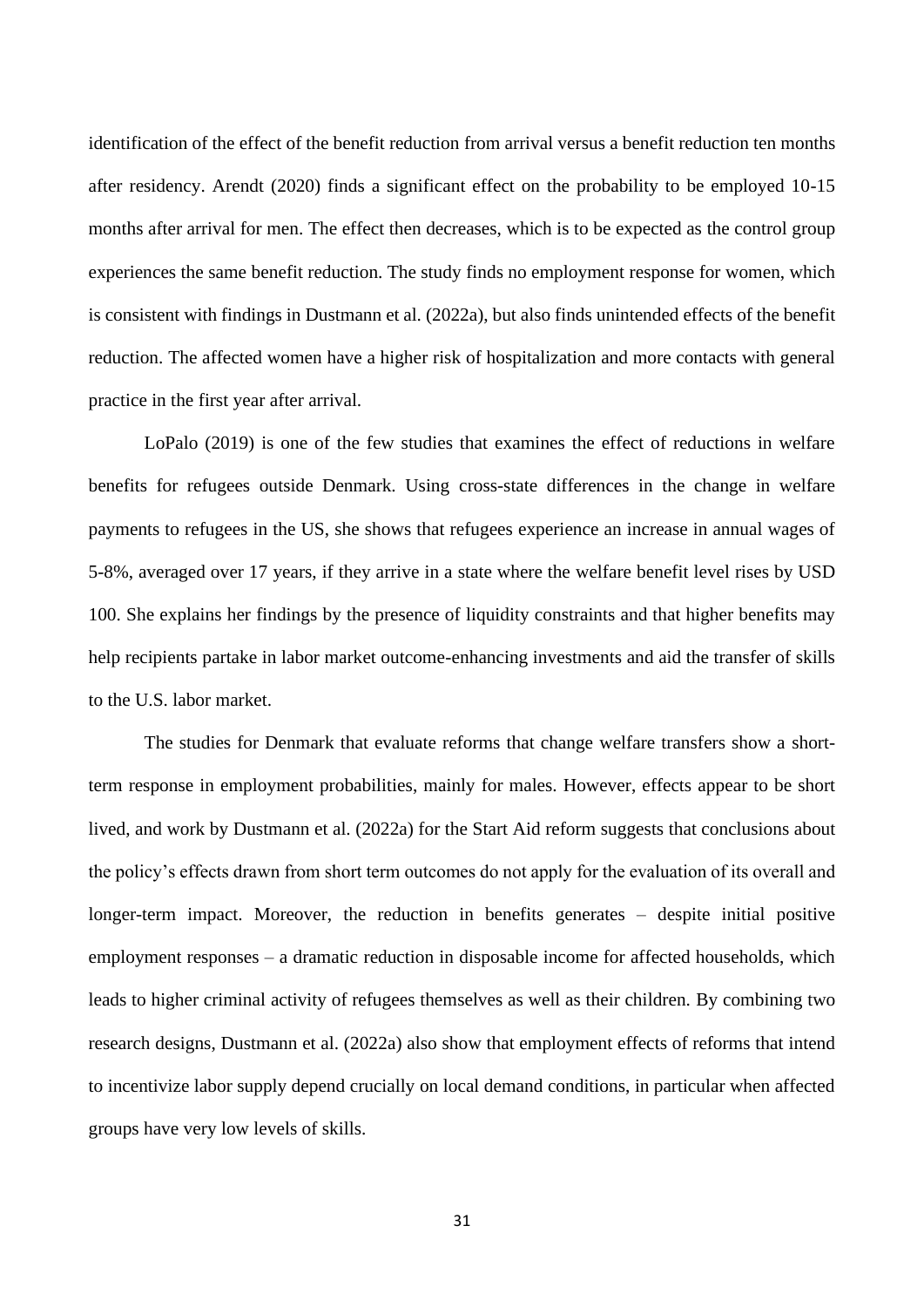identification of the effect of the benefit reduction from arrival versus a benefit reduction ten months after residency. Arendt (2020) finds a significant effect on the probability to be employed 10-15 months after arrival for men. The effect then decreases, which is to be expected as the control group experiences the same benefit reduction. The study finds no employment response for women, which is consistent with findings in Dustmann et al. (2022a), but also finds unintended effects of the benefit reduction. The affected women have a higher risk of hospitalization and more contacts with general practice in the first year after arrival.

LoPalo (2019) is one of the few studies that examines the effect of reductions in welfare benefits for refugees outside Denmark. Using cross-state differences in the change in welfare payments to refugees in the US, she shows that refugees experience an increase in annual wages of 5-8%, averaged over 17 years, if they arrive in a state where the welfare benefit level rises by USD 100. She explains her findings by the presence of liquidity constraints and that higher benefits may help recipients partake in labor market outcome-enhancing investments and aid the transfer of skills to the U.S. labor market.

The studies for Denmark that evaluate reforms that change welfare transfers show a short-term response in employment probabilities, mainly for males. However, effects appear to be short lived, and work by Dustmann et al. (2022a) for the Start Aid reform suggests that conclusions about the policy's effects drawn from short term outcomes do not apply for the evaluation of its overall and longer-term impact. Moreover, the reduction in benefits generates – despite initial positive employment responses – a dramatic reduction in disposable income for affected households, which leads to higher criminal activity of refugees themselves as well as their children. By combining two research designs, Dustmann et al. (2022a) also show that employment effects of reforms that intend to incentivize labor supply depend crucially on local demand conditions, in particular when affected groups have very low levels of skills.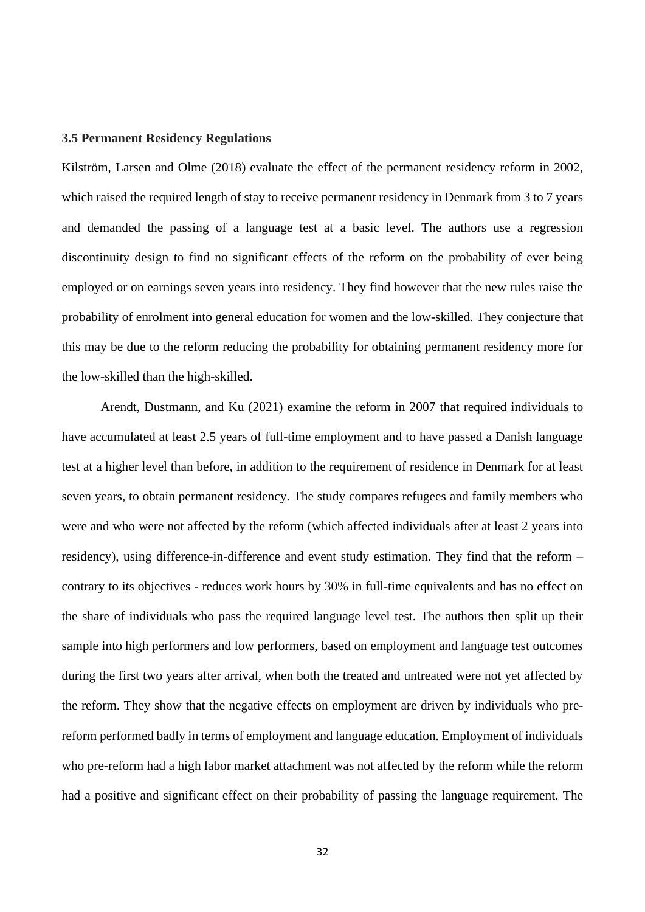### 3.5 Permanent Residency Regulations

Kilström, Larsen and Olme (2018) evaluate the effect of the permanent residency reform in 2002, which raised the required length of stay to receive permanent residency in Denmark from 3 to 7 years and demanded the passing of a language test at a basic level. The authors use a regression discontinuity design to find no significant effects of the reform on the probability of ever being employed or on earnings seven years into residency. They find however that the new rules raise the probability of enrolment into general education for women and the low-skilled. They conjecture that this may be due to the reform reducing the probability for obtaining permanent residency more for the low-skilled than the high-skilled.

Arendt, Dustmann, and Ku (2021) examine the reform in 2007 that required individuals to have accumulated at least 2.5 years of full-time employment and to have passed a Danish language test at a higher level than before, in addition to the requirement of residence in Denmark for at least seven years, to obtain permanent residency. The study compares refugees and family members who were and who were not affected by the reform (which affected individuals after at least 2 years into residency), using difference-in-difference and event study estimation. They find that the reform – contrary to its objectives - reduces work hours by 30% in full-time equivalents and has no effect on the share of individuals who pass the required language level test. The authors then split up their sample into high performers and low performers, based on employment and language test outcomes during the first two years after arrival, when both the treated and untreated were not yet affected by the reform. They show that the negative effects on employment are driven by individuals who pre-reform performed badly in terms of employment and language education. Employment of individuals who pre-reform had a high labor market attachment was not affected by the reform while the reform had a positive and significant effect on their probability of passing the language requirement. The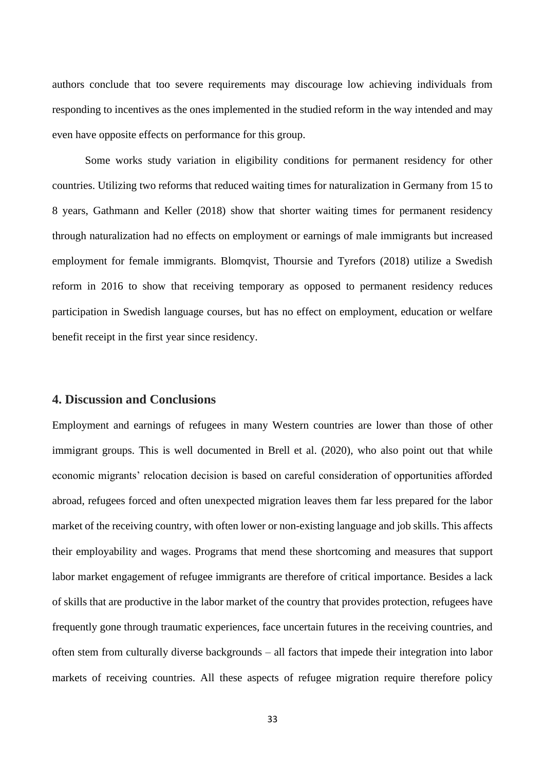authors conclude that too severe requirements may discourage low achieving individuals from responding to incentives as the ones implemented in the studied reform in the way intended and may even have opposite effects on performance for this group.

Some works study variation in eligibility conditions for permanent residency for other countries. Utilizing two reforms that reduced waiting times for naturalization in Germany from 15 to 8 years, Gathmann and Keller (2018) show that shorter waiting times for permanent residency through naturalization had no effects on employment or earnings of male immigrants but increased employment for female immigrants. Blomqvist, Thoursie and Tyrefors (2018) utilize a Swedish reform in 2016 to show that receiving temporary as opposed to permanent residency reduces participation in Swedish language courses, but has no effect on employment, education or welfare benefit receipt in the first year since residency.

## 4. Discussion and Conclusions

Employment and earnings of refugees in many Western countries are lower than those of other immigrant groups. This is well documented in Brell et al. (2020), who also point out that while economic migrants' relocation decision is based on careful consideration of opportunities afforded abroad, refugees forced and often unexpected migration leaves them far less prepared for the labor market of the receiving country, with often lower or non-existing language and job skills. This affects their employability and wages. Programs that mend these shortcoming and measures that support labor market engagement of refugee immigrants are therefore of critical importance. Besides a lack of skills that are productive in the labor market of the country that provides protection, refugees have frequently gone through traumatic experiences, face uncertain futures in the receiving countries, and often stem from culturally diverse backgrounds – all factors that impede their integration into labor markets of receiving countries. All these aspects of refugee migration require therefore policy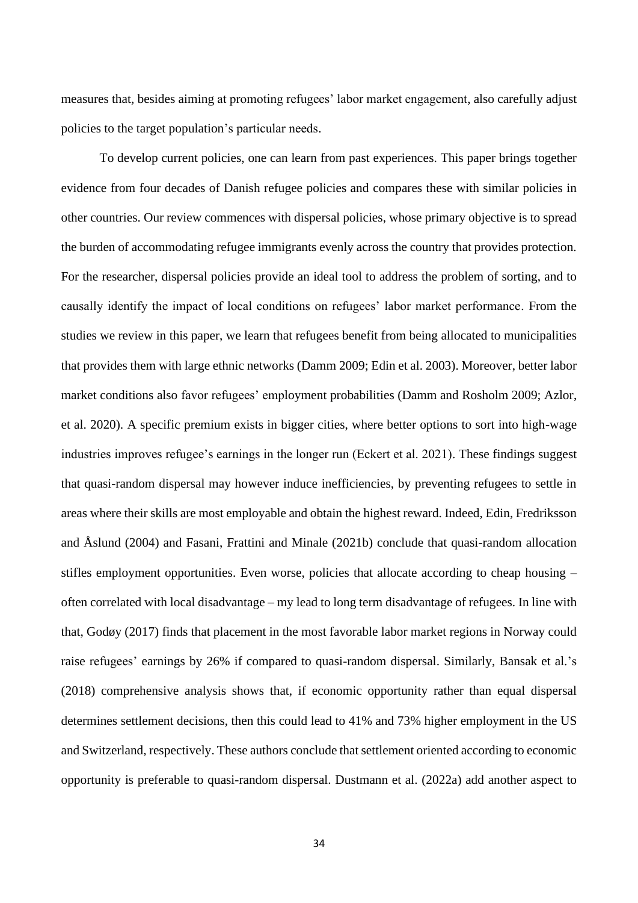measures that, besides aiming at promoting refugees' labor market engagement, also carefully adjust policies to the target population's particular needs.

To develop current policies, one can learn from past experiences. This paper brings together evidence from four decades of Danish refugee policies and compares these with similar policies in other countries. Our review commences with dispersal policies, whose primary objective is to spread the burden of accommodating refugee immigrants evenly across the country that provides protection. For the researcher, dispersal policies provide an ideal tool to address the problem of sorting, and to causally identify the impact of local conditions on refugees' labor market performance. From the studies we review in this paper, we learn that refugees benefit from being allocated to municipalities that provides them with large ethnic networks (Damm 2009; Edin et al. 2003). Moreover, better labor market conditions also favor refugees' employment probabilities (Damm and Rosholm 2009; Azlor, et al. 2020). A specific premium exists in bigger cities, where better options to sort into high-wage industries improves refugee's earnings in the longer run (Eckert et al. 2021). These findings suggest that quasi-random dispersal may however induce inefficiencies, by preventing refugees to settle in areas where their skills are most employable and obtain the highest reward. Indeed, Edin, Fredriksson and Åslund (2004) and Fasani, Frattini and Minale (2021b) conclude that quasi-random allocation stifles employment opportunities. Even worse, policies that allocate according to cheap housing – often correlated with local disadvantage – my lead to long term disadvantage of refugees. In line with that, Godøy (2017) finds that placement in the most favorable labor market regions in Norway could raise refugees' earnings by 26% if compared to quasi-random dispersal. Similarly, Bansak et al.'s (2018) comprehensive analysis shows that, if economic opportunity rather than equal dispersal determines settlement decisions, then this could lead to 41% and 73% higher employment in the US and Switzerland, respectively. These authors conclude that settlement oriented according to economic opportunity is preferable to quasi-random dispersal. Dustmann et al. (2022a) add another aspect to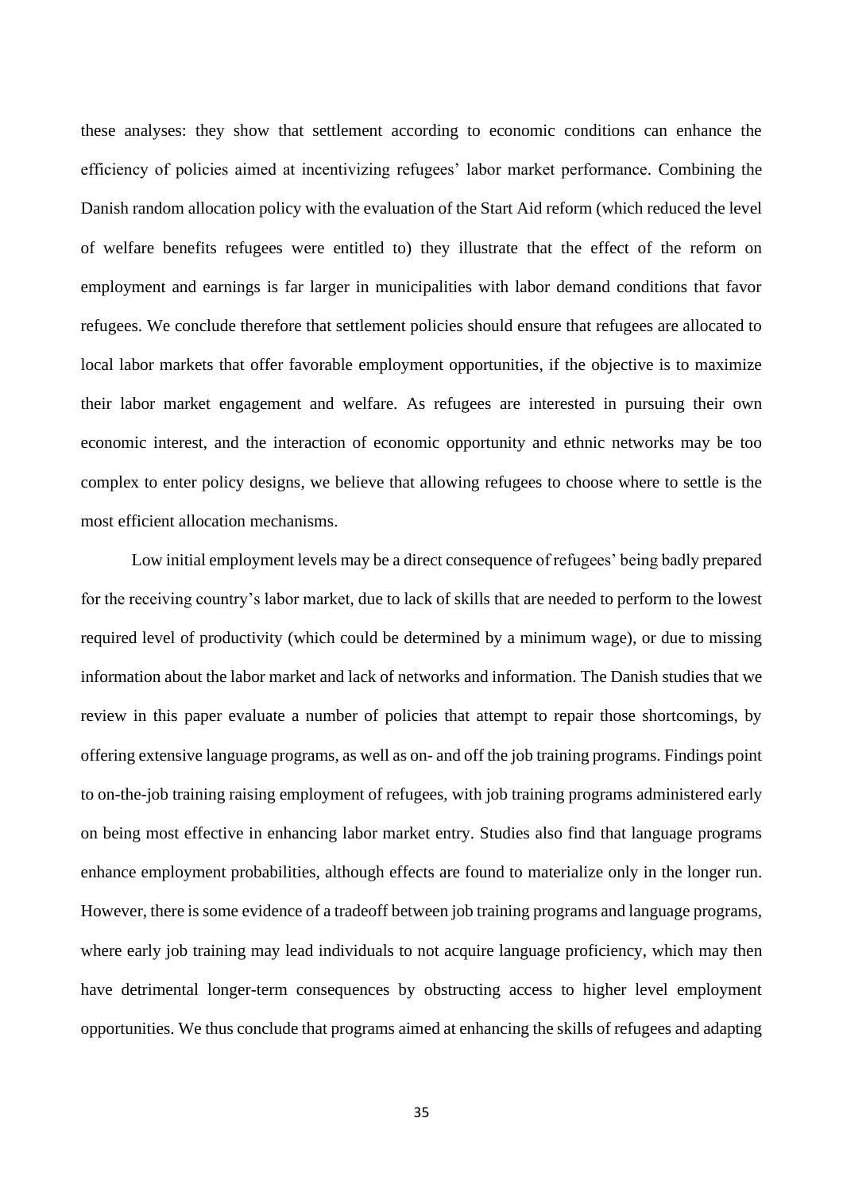these analyses: they show that settlement according to economic conditions can enhance the efficiency of policies aimed at incentivizing refugees' labor market performance. Combining the Danish random allocation policy with the evaluation of the Start Aid reform (which reduced the level of welfare benefits refugees were entitled to) they illustrate that the effect of the reform on employment and earnings is far larger in municipalities with labor demand conditions that favor refugees. We conclude therefore that settlement policies should ensure that refugees are allocated to local labor markets that offer favorable employment opportunities, if the objective is to maximize their labor market engagement and welfare. As refugees are interested in pursuing their own economic interest, and the interaction of economic opportunity and ethnic networks may be too complex to enter policy designs, we believe that allowing refugees to choose where to settle is the most efficient allocation mechanisms.

Low initial employment levels may be a direct consequence of refugees' being badly prepared for the receiving country's labor market, due to lack of skills that are needed to perform to the lowest required level of productivity (which could be determined by a minimum wage), or due to missing information about the labor market and lack of networks and information. The Danish studies that we review in this paper evaluate a number of policies that attempt to repair those shortcomings, by offering extensive language programs, as well as on- and off the job training programs. Findings point to on-the-job training raising employment of refugees, with job training programs administered early on being most effective in enhancing labor market entry. Studies also find that language programs enhance employment probabilities, although effects are found to materialize only in the longer run. However, there is some evidence of a tradeoff between job training programs and language programs, where early job training may lead individuals to not acquire language proficiency, which may then have detrimental longer-term consequences by obstructing access to higher level employment opportunities. We thus conclude that programs aimed at enhancing the skills of refugees and adapting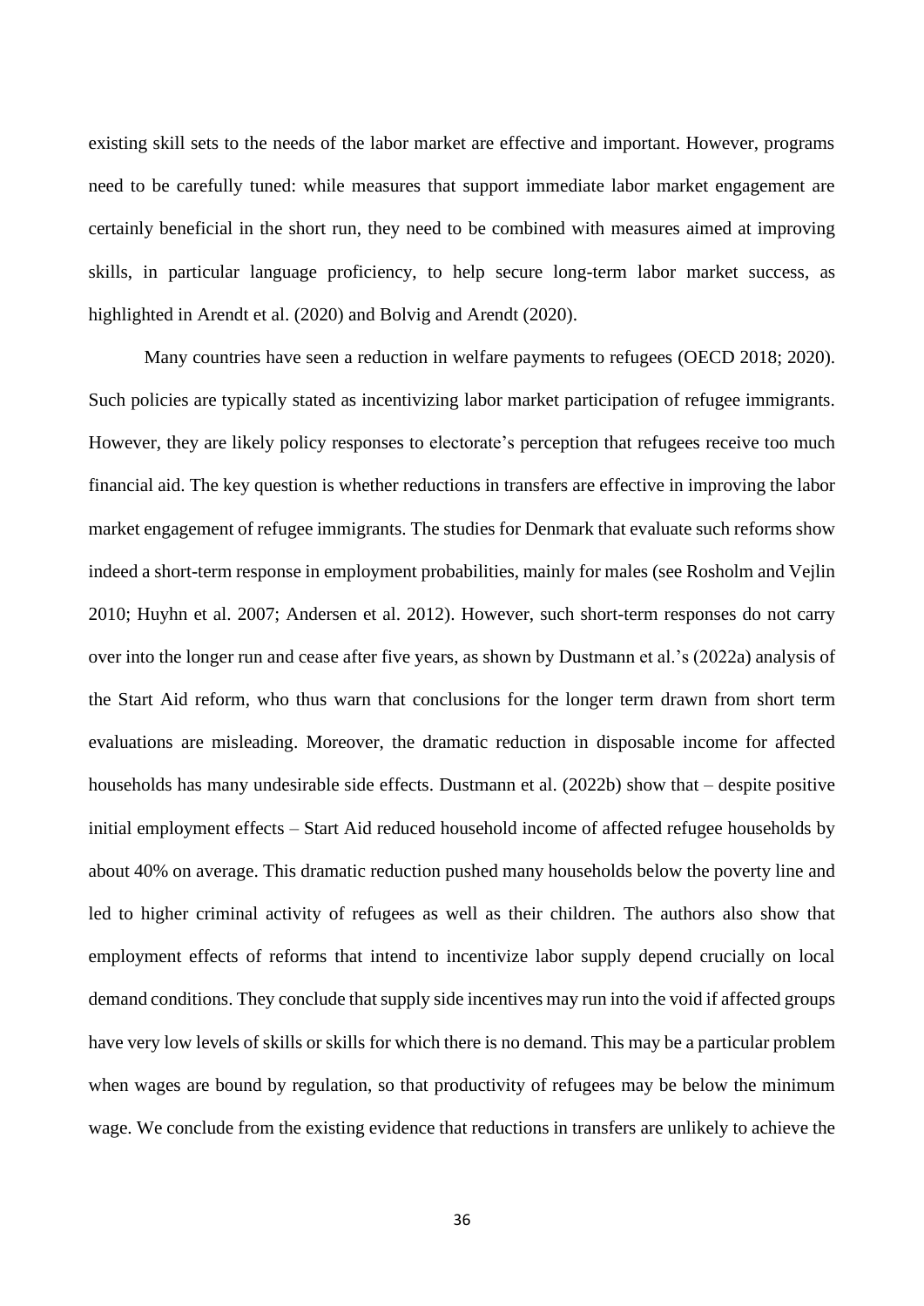existing skill sets to the needs of the labor market are effective and important. However, programs need to be carefully tuned: while measures that support immediate labor market engagement are certainly beneficial in the short run, they need to be combined with measures aimed at improving skills, in particular language proficiency, to help secure long-term labor market success, as highlighted in Arendt et al. (2020) and Bolvig and Arendt (2020).

Many countries have seen a reduction in welfare payments to refugees (OECD 2018; 2020). Such policies are typically stated as incentivizing labor market participation of refugee immigrants. However, they are likely policy responses to electorate's perception that refugees receive too much financial aid. The key question is whether reductions in transfers are effective in improving the labor market engagement of refugee immigrants. The studies for Denmark that evaluate such reforms show indeed a short-term response in employment probabilities, mainly for males (see Rosholm and Vejlin 2010; Huyhn et al. 2007; Andersen et al. 2012). However, such short-term responses do not carry over into the longer run and cease after five years, as shown by Dustmann et al.'s (2022a) analysis of the Start Aid reform, who thus warn that conclusions for the longer term drawn from short term evaluations are misleading. Moreover, the dramatic reduction in disposable income for affected households has many undesirable side effects. Dustmann et al. (2022b) show that – despite positive initial employment effects – Start Aid reduced household income of affected refugee households by about 40% on average. This dramatic reduction pushed many households below the poverty line and led to higher criminal activity of refugees as well as their children. The authors also show that employment effects of reforms that intend to incentivize labor supply depend crucially on local demand conditions. They conclude that supply side incentives may run into the void if affected groups have very low levels of skills or skills for which there is no demand. This may be a particular problem when wages are bound by regulation, so that productivity of refugees may be below the minimum wage. We conclude from the existing evidence that reductions in transfers are unlikely to achieve the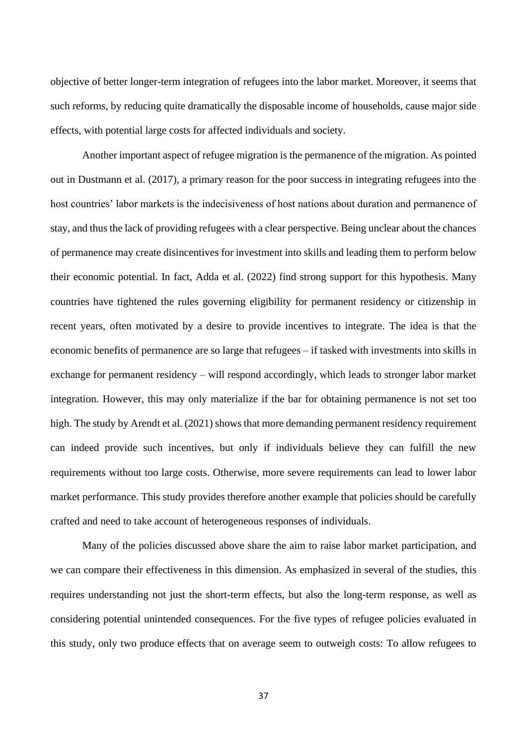objective of better longer-term integration of refugees into the labor market. Moreover, it seems that such reforms, by reducing quite dramatically the disposable income of households, cause major side effects, with potential large costs for affected individuals and society.

Another important aspect of refugee migration is the permanence of the migration. As pointed out in Dustmann et al. (2017), a primary reason for the poor success in integrating refugees into the host countries' labor markets is the indecisiveness of host nations about duration and permanence of stay, and thus the lack of providing refugees with a clear perspective. Being unclear about the chances of permanence may create disincentives for investment into skills and leading them to perform below their economic potential. In fact, Adda et al. (2022) find strong support for this hypothesis. Many countries have tightened the rules governing eligibility for permanent residency or citizenship in recent years, often motivated by a desire to provide incentives to integrate. The idea is that the economic benefits of permanence are so large that refugees – if tasked with investments into skills in exchange for permanent residency – will respond accordingly, which leads to stronger labor market integration. However, this may only materialize if the bar for obtaining permanence is not set too high. The study by Arendt et al. (2021) shows that more demanding permanent residency requirement can indeed provide such incentives, but only if individuals believe they can fulfill the new requirements without too large costs. Otherwise, more severe requirements can lead to lower labor market performance. This study provides therefore another example that policies should be carefully crafted and need to take account of heterogeneous responses of individuals.

Many of the policies discussed above share the aim to raise labor market participation, and we can compare their effectiveness in this dimension. As emphasized in several of the studies, this requires understanding not just the short-term effects, but also the long-term response, as well as considering potential unintended consequences. For the five types of refugee policies evaluated in this study, only two produce effects that on average seem to outweigh costs: To allow refugees to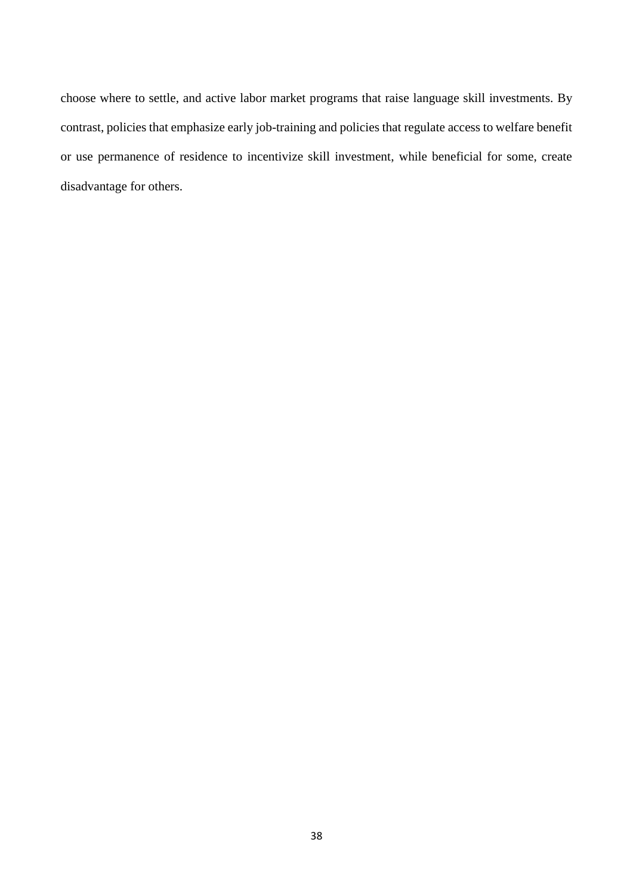choose where to settle, and active labor market programs that raise language skill investments. By contrast, policies that emphasize early job-training and policies that regulate access to welfare benefit or use permanence of residence to incentivize skill investment, while beneficial for some, create disadvantage for others.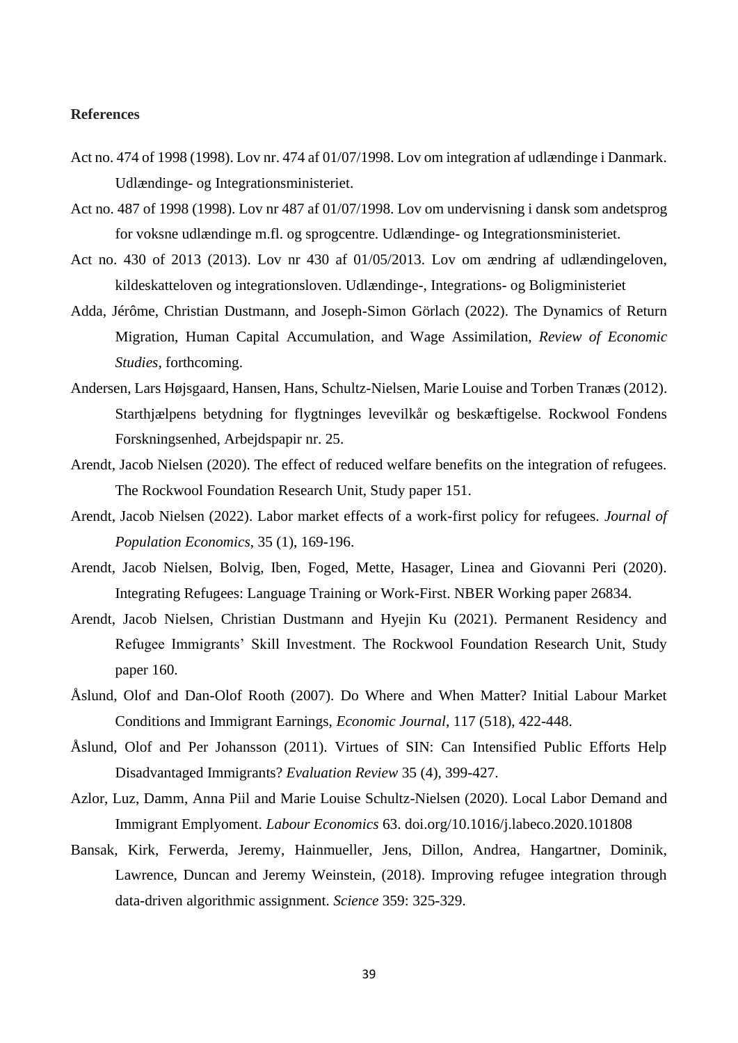**References**

Act no. 474 of 1998 (1998). Lov nr. 474 af 01/07/1998. Lov om integration af udlændinge i Danmark. Udlændinge- og Integrationsministeriet.

Act no. 487 of 1998 (1998). Lov nr 487 af 01/07/1998. Lov om undervisning i dansk som andetsprog for voksne udlændinge m.fl. og sprogcentre. Udlændinge- og Integrationsministeriet.

Act no. 430 of 2013 (2013). Lov nr 430 af 01/05/2013. Lov om ændring af udlændingeloven, kildeskatteloven og integrationsloven. Udlændinge-, Integrations- og Boligministeriet

Adda, Jérôme, Christian Dustmann, and Joseph-Simon Görlach (2022). The Dynamics of Return Migration, Human Capital Accumulation, and Wage Assimilation, *Review of Economic Studies*, forthcoming.

Andersen, Lars Højsgaard, Hansen, Hans, Schultz-Nielsen, Marie Louise and Torben Tranæs (2012). Starthjælpens betydning for flygtninges levevilkår og beskæftigelse. Rockwool Fondens Forskningsenhed, Arbejdspapir nr. 25.

Arendt, Jacob Nielsen (2020). The effect of reduced welfare benefits on the integration of refugees. The Rockwool Foundation Research Unit, Study paper 151.

Arendt, Jacob Nielsen (2022). Labor market effects of a work-first policy for refugees. *Journal of Population Economics*, 35 (1), 169-196.

Arendt, Jacob Nielsen, Bolvig, Iben, Foged, Mette, Hasager, Linea and Giovanni Peri (2020). Integrating Refugees: Language Training or Work-First. NBER Working paper 26834.

Arendt, Jacob Nielsen, Christian Dustmann and Hyejin Ku (2021). Permanent Residency and Refugee Immigrants' Skill Investment. The Rockwool Foundation Research Unit, Study paper 160.

Åslund, Olof and Dan-Olof Rooth (2007). Do Where and When Matter? Initial Labour Market Conditions and Immigrant Earnings, *Economic Journal*, 117 (518), 422-448.

Åslund, Olof and Per Johansson (2011). Virtues of SIN: Can Intensified Public Efforts Help Disadvantaged Immigrants? *Evaluation Review* 35 (4), 399-427.

Azlor, Luz, Damm, Anna Piil and Marie Louise Schultz-Nielsen (2020). Local Labor Demand and Immigrant Emplyoment. *Labour Economics* 63. doi.org/10.1016/j.labeco.2020.101808

Bansak, Kirk, Ferwerda, Jeremy, Hainmueller, Jens, Dillon, Andrea, Hangartner, Dominik, Lawrence, Duncan and Jeremy Weinstein, (2018). Improving refugee integration through data-driven algorithmic assignment. *Science* 359: 325-329.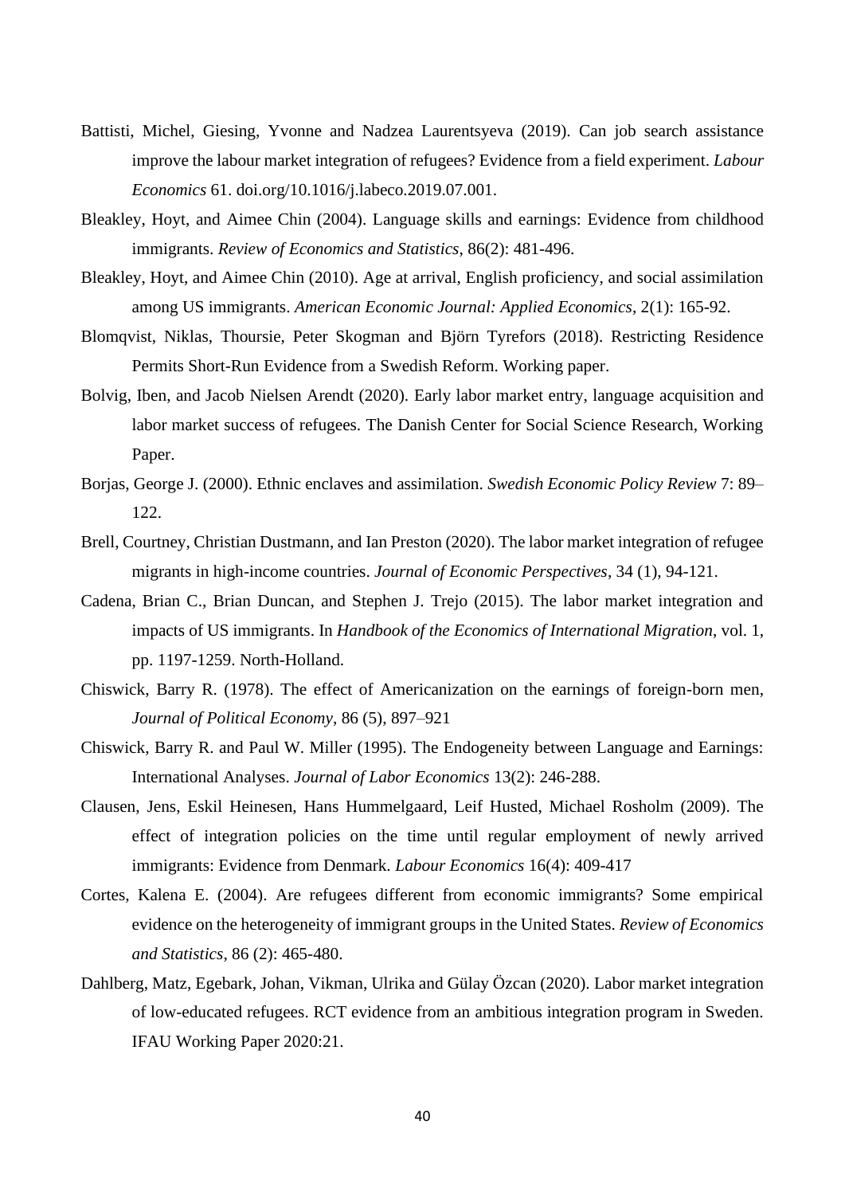Battisti, Michel, Giesing, Yvonne and Nadzea Laurentsyeva (2019). Can job search assistance improve the labour market integration of refugees? Evidence from a field experiment. *Labour Economics* 61. doi.org/10.1016/j.labeco.2019.07.001.

Bleakley, Hoyt, and Aimee Chin (2004). Language skills and earnings: Evidence from childhood immigrants. *Review of Economics and Statistics*, 86(2): 481-496.

Bleakley, Hoyt, and Aimee Chin (2010). Age at arrival, English proficiency, and social assimilation among US immigrants. *American Economic Journal: Applied Economics*, 2(1): 165-92.

Blomqvist, Niklas, Thoursie, Peter Skogman and Björn Tyrefors (2018). Restricting Residence Permits Short-Run Evidence from a Swedish Reform. Working paper.

Bolvig, Iben, and Jacob Nielsen Arendt (2020). Early labor market entry, language acquisition and labor market success of refugees. The Danish Center for Social Science Research, Working Paper.

Borjas, George J. (2000). Ethnic enclaves and assimilation. *Swedish Economic Policy Review* 7: 89–122.

Brell, Courtney, Christian Dustmann, and Ian Preston (2020). The labor market integration of refugee migrants in high-income countries. *Journal of Economic Perspectives*, 34 (1), 94-121.

Cadena, Brian C., Brian Duncan, and Stephen J. Trejo (2015). The labor market integration and impacts of US immigrants. In *Handbook of the Economics of International Migration*, vol. 1, pp. 1197-1259. North-Holland.

Chiswick, Barry R. (1978). The effect of Americanization on the earnings of foreign-born men, *Journal of Political Economy*, 86 (5), 897–921

Chiswick, Barry R. and Paul W. Miller (1995). The Endogeneity between Language and Earnings: International Analyses. *Journal of Labor Economics* 13(2): 246-288.

Clausen, Jens, Eskil Heinesen, Hans Hummelgaard, Leif Husted, Michael Rosholm (2009). The effect of integration policies on the time until regular employment of newly arrived immigrants: Evidence from Denmark. *Labour Economics* 16(4): 409-417

Cortes, Kalena E. (2004). Are refugees different from economic immigrants? Some empirical evidence on the heterogeneity of immigrant groups in the United States. *Review of Economics and Statistics*, 86 (2): 465-480.

Dahlberg, Matz, Egebark, Johan, Vikman, Ulrika and Gülay Özcan (2020). Labor market integration of low-educated refugees. RCT evidence from an ambitious integration program in Sweden. IFAU Working Paper 2020:21.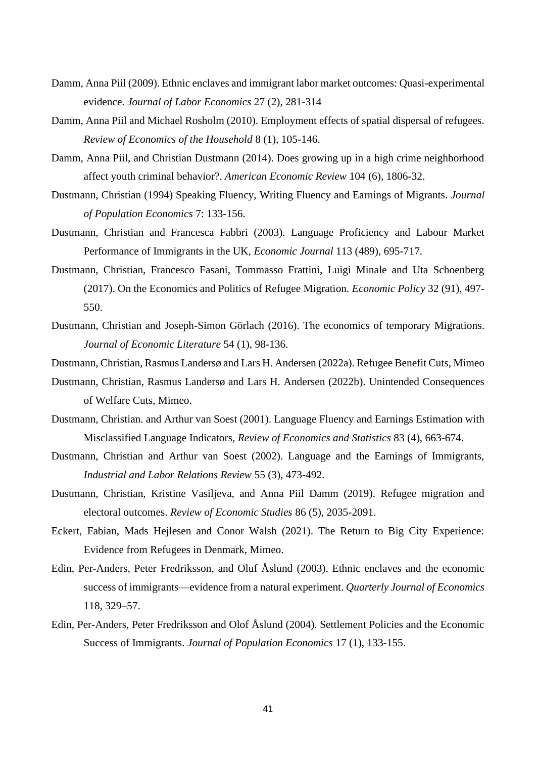Damm, Anna Piil (2009). Ethnic enclaves and immigrant labor market outcomes: Quasi-experimental evidence. *Journal of Labor Economics* 27 (2), 281-314

Damm, Anna Piil and Michael Rosholm (2010). Employment effects of spatial dispersal of refugees. *Review of Economics of the Household* 8 (1), 105-146.

Damm, Anna Piil, and Christian Dustmann (2014). Does growing up in a high crime neighborhood affect youth criminal behavior?. *American Economic Review* 104 (6), 1806-32.

Dustmann, Christian (1994) Speaking Fluency, Writing Fluency and Earnings of Migrants. *Journal of Population Economics* 7: 133-156.

Dustmann, Christian and Francesca Fabbri (2003). Language Proficiency and Labour Market Performance of Immigrants in the UK, *Economic Journal* 113 (489), 695-717.

Dustmann, Christian, Francesco Fasani, Tommasso Frattini, Luigi Minale and Uta Schoenberg (2017). On the Economics and Politics of Refugee Migration. *Economic Policy* 32 (91), 497-550.

Dustmann, Christian and Joseph-Simon Görlach (2016). The economics of temporary Migrations. *Journal of Economic Literature* 54 (1), 98-136.

Dustmann, Christian, Rasmus Landersø and Lars H. Andersen (2022a). Refugee Benefit Cuts, Mimeo

Dustmann, Christian, Rasmus Landersø and Lars H. Andersen (2022b). Unintended Consequences of Welfare Cuts, Mimeo.

Dustmann, Christian. and Arthur van Soest (2001). Language Fluency and Earnings Estimation with Misclassified Language Indicators, *Review of Economics and Statistics* 83 (4), 663-674.

Dustmann, Christian and Arthur van Soest (2002). Language and the Earnings of Immigrants, *Industrial and Labor Relations Review* 55 (3), 473-492.

Dustmann, Christian, Kristine Vasiljeva, and Anna Piil Damm (2019). Refugee migration and electoral outcomes. *Review of Economic Studies* 86 (5), 2035-2091.

Eckert, Fabian, Mads Hejlesen and Conor Walsh (2021). The Return to Big City Experience: Evidence from Refugees in Denmark, Mimeo.

Edin, Per-Anders, Peter Fredriksson, and Oluf Åslund (2003). Ethnic enclaves and the economic success of immigrants—evidence from a natural experiment. *Quarterly Journal of Economics* 118, 329–57.

Edin, Per-Anders, Peter Fredriksson and Olof Åslund (2004). Settlement Policies and the Economic Success of Immigrants. *Journal of Population Economics* 17 (1), 133-155.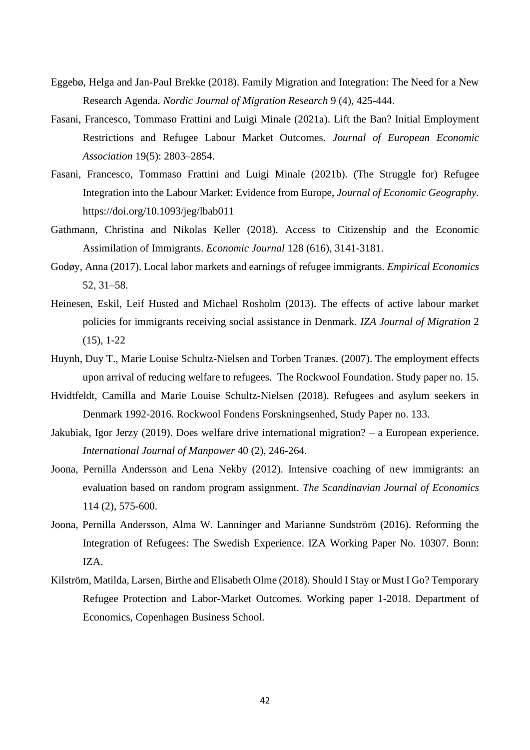Eggebø, Helga and Jan-Paul Brekke (2018). Family Migration and Integration: The Need for a New Research Agenda. *Nordic Journal of Migration Research* 9 (4), 425-444.

Fasani, Francesco, Tommaso Frattini and Luigi Minale (2021a). Lift the Ban? Initial Employment Restrictions and Refugee Labour Market Outcomes. *Journal of European Economic Association* 19(5): 2803–2854.

Fasani, Francesco, Tommaso Frattini and Luigi Minale (2021b). (The Struggle for) Refugee Integration into the Labour Market: Evidence from Europe, *Journal of Economic Geography*. https://doi.org/10.1093/jeg/lbab011

Gathmann, Christina and Nikolas Keller (2018). Access to Citizenship and the Economic Assimilation of Immigrants. *Economic Journal* 128 (616), 3141-3181.

Godøy, Anna (2017). Local labor markets and earnings of refugee immigrants. *Empirical Economics* 52, 31–58.

Heinesen, Eskil, Leif Husted and Michael Rosholm (2013). The effects of active labour market policies for immigrants receiving social assistance in Denmark. *IZA Journal of Migration* 2 (15), 1-22

Huynh, Duy T., Marie Louise Schultz-Nielsen and Torben Tranæs. (2007). The employment effects upon arrival of reducing welfare to refugees. The Rockwool Foundation. Study paper no. 15.

Hvidtfeldt, Camilla and Marie Louise Schultz-Nielsen (2018). Refugees and asylum seekers in Denmark 1992-2016. Rockwool Fondens Forskningsenhed, Study Paper no. 133.

Jakubiak, Igor Jerzy (2019). Does welfare drive international migration? – a European experience. *International Journal of Manpower* 40 (2), 246-264.

Joona, Pernilla Andersson and Lena Nekby (2012). Intensive coaching of new immigrants: an evaluation based on random program assignment. *The Scandinavian Journal of Economics* 114 (2), 575-600.

Joona, Pernilla Andersson, Alma W. Lanninger and Marianne Sundström (2016). Reforming the Integration of Refugees: The Swedish Experience. IZA Working Paper No. 10307. Bonn: IZA.

Kilström, Matilda, Larsen, Birthe and Elisabeth Olme (2018). Should I Stay or Must I Go? Temporary Refugee Protection and Labor-Market Outcomes. Working paper 1-2018. Department of Economics, Copenhagen Business School.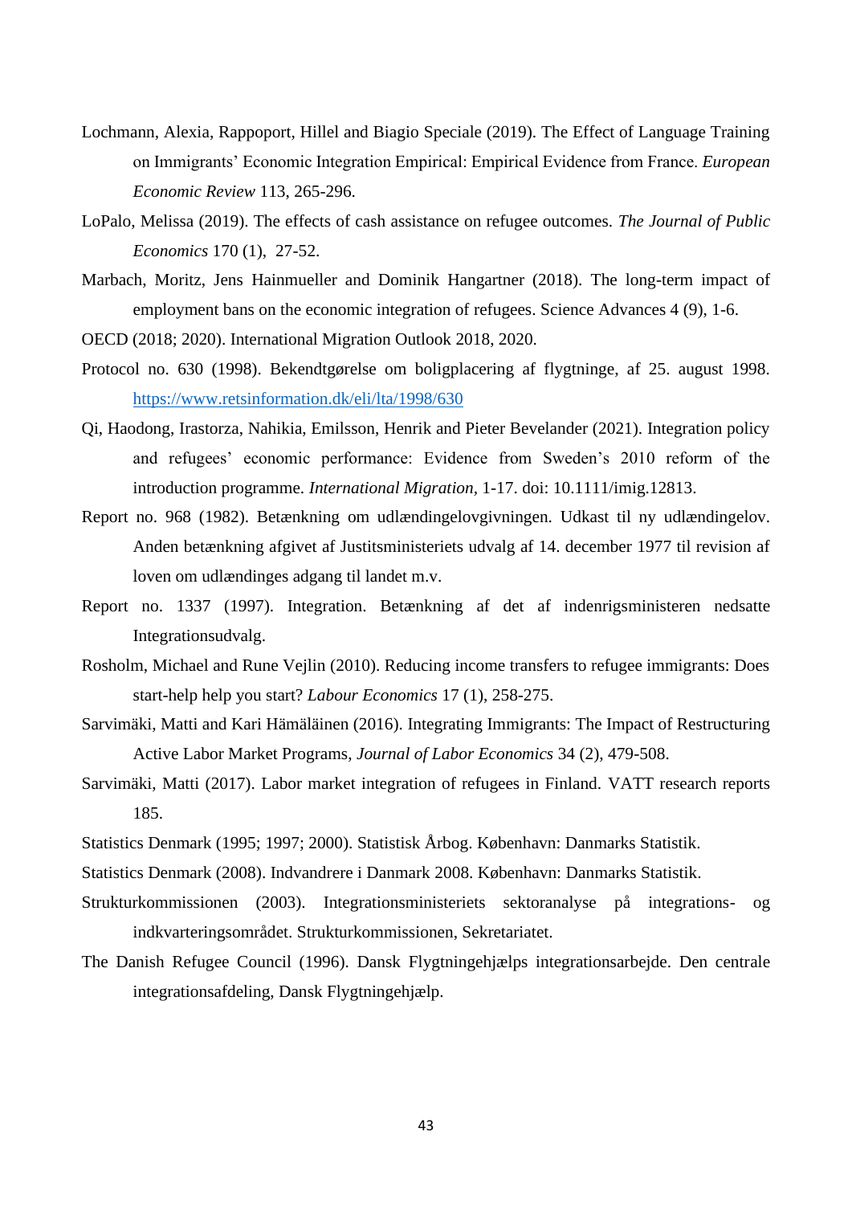Lochmann, Alexia, Rappoport, Hillel and Biagio Speciale (2019). The Effect of Language Training on Immigrants' Economic Integration Empirical: Empirical Evidence from France. *European Economic Review* 113, 265-296.

LoPalo, Melissa (2019). The effects of cash assistance on refugee outcomes. *The Journal of Public Economics* 170 (1), 27-52.

Marbach, Moritz, Jens Hainmueller and Dominik Hangartner (2018). The long-term impact of employment bans on the economic integration of refugees. Science Advances 4 (9), 1-6.

OECD (2018; 2020). International Migration Outlook 2018, 2020.

Protocol no. 630 (1998). Bekendtgørelse om boligplacering af flygtninge, af 25. august 1998. https://www.retsinformation.dk/eli/lta/1998/630

Qi, Haodong, Irastorza, Nahikia, Emilsson, Henrik and Pieter Bevelander (2021). Integration policy and refugees' economic performance: Evidence from Sweden's 2010 reform of the introduction programme. *International Migration*, 1-17. doi: 10.1111/imig.12813.

Report no. 968 (1982). Betænkning om udlændingelovgivningen. Udkast til ny udlændingelov. Anden betænkning afgivet af Justitsministeriets udvalg af 14. december 1977 til revision af loven om udlændinges adgang til landet m.v.

Report no. 1337 (1997). Integration. Betænkning af det af indenrigsministeren nedsatte Integrationsudvalg.

Rosholm, Michael and Rune Vejlin (2010). Reducing income transfers to refugee immigrants: Does start-help help you start? *Labour Economics* 17 (1), 258-275.

Sarvimäki, Matti and Kari Hämäläinen (2016). Integrating Immigrants: The Impact of Restructuring Active Labor Market Programs, *Journal of Labor Economics* 34 (2), 479-508.

Sarvimäki, Matti (2017). Labor market integration of refugees in Finland. VATT research reports 185.

Statistics Denmark (1995; 1997; 2000). Statistisk Årbog. København: Danmarks Statistik.

Statistics Denmark (2008). Indvandrere i Danmark 2008. København: Danmarks Statistik.

Strukturkommissionen (2003). Integrationsministeriets sektoranalyse på integrations- og indkvarteringsområdet. Strukturkommissionen, Sekretariatet.

The Danish Refugee Council (1996). Dansk Flygtningehjælps integrationsarbejde. Den centrale integrationsafdeling, Dansk Flygtningehjælp.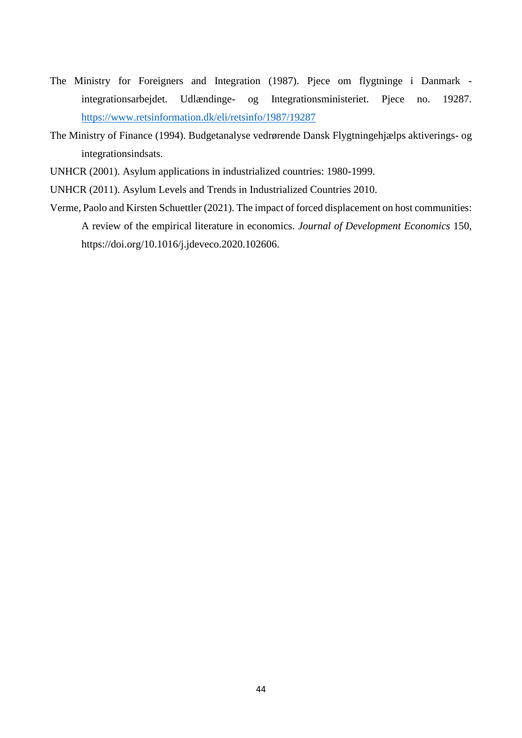The Ministry for Foreigners and Integration (1987). Pjece om flygtninge i Danmark - integrationsarbejdet. Udlændinge- og Integrationsministeriet. Pjece no. 19287. https://www.retsinformation.dk/eli/retsinfo/1987/19287

The Ministry of Finance (1994). Budgetanalyse vedrørende Dansk Flygtningehjælps aktiverings- og integrationsindsats.

UNHCR (2001). Asylum applications in industrialized countries: 1980-1999.

UNHCR (2011). Asylum Levels and Trends in Industrialized Countries 2010.

Verme, Paolo and Kirsten Schuettler (2021). The impact of forced displacement on host communities: A review of the empirical literature in economics. *Journal of Development Economics* 150, https://doi.org/10.1016/j.jdeveco.2020.102606.